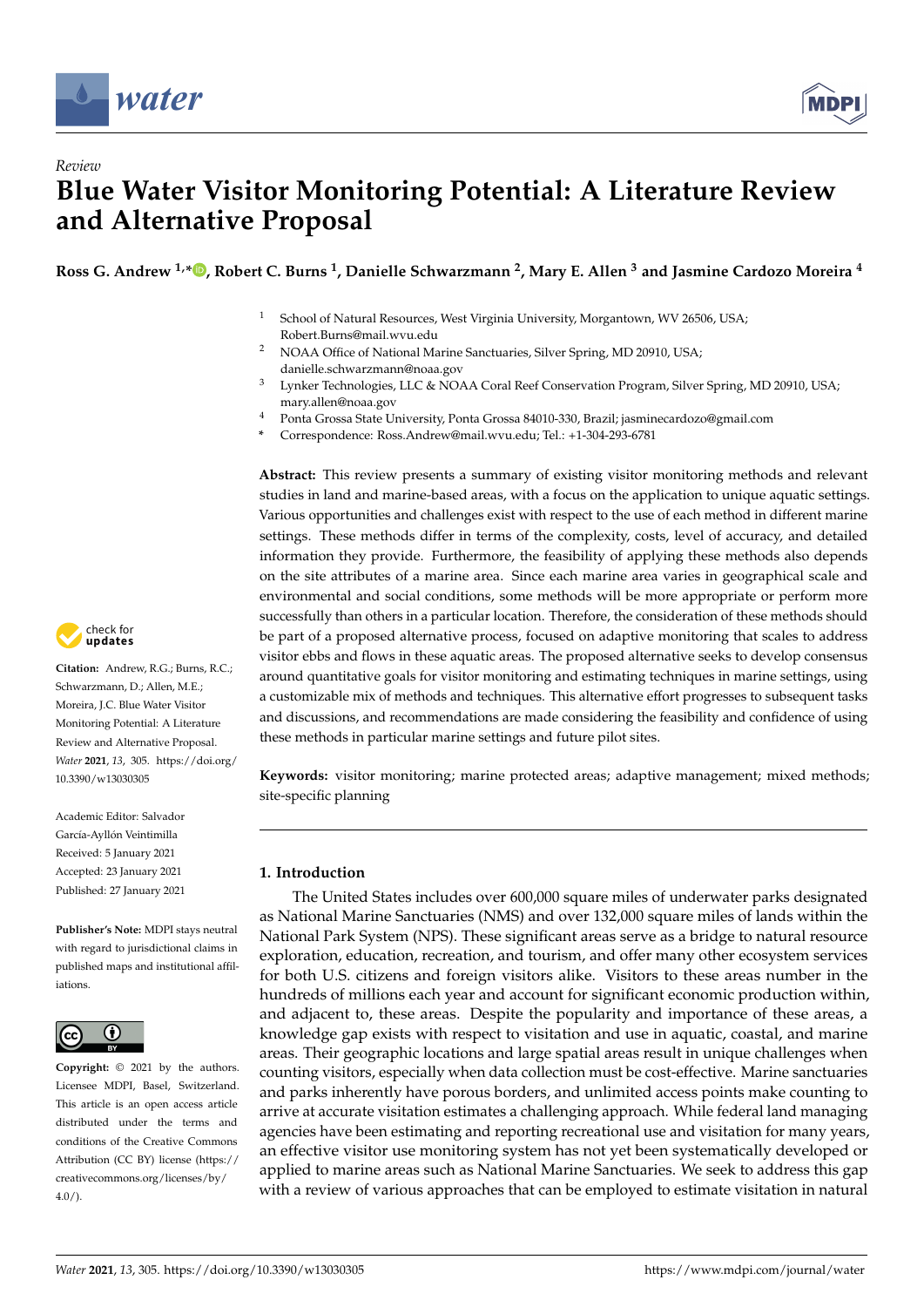Review

# Blue Water Visitor Monitoring Potential: A Literature Review and Alternative Proposal

**Ross G. Andrew [1,*], Robert C. Burns [1], Danielle Schwarzmann [2], Mary E. Allen [3] and Jasmine Cardozo Moreira [4]**

[1] School of Natural Resources, West Virginia University, Morgantown, WV 26506, USA; Robert.Burns@mail.wvu.edu

[2] NOAA Office of National Marine Sanctuaries, Silver Spring, MD 20910, USA; danielle.schwarzmann@noaa.gov

[3] Lynker Technologies, LLC & NOAA Coral Reef Conservation Program, Silver Spring, MD 20910, USA; mary.allen@noaa.gov

[4] Ponta Grossa State University, Ponta Grossa 84010-330, Brazil; jasminecardozo@gmail.com

\* Correspondence: Ross.Andrew@mail.wvu.edu; Tel.: +1-304-293-6781

**Abstract:** This review presents a summary of existing visitor monitoring methods and relevant studies in land and marine-based areas, with a focus on the application to unique aquatic settings. Various opportunities and challenges exist with respect to the use of each method in different marine settings. These methods differ in terms of the complexity, costs, level of accuracy, and detailed information they provide. Furthermore, the feasibility of applying these methods also depends on the site attributes of a marine area. Since each marine area varies in geographical scale and environmental and social conditions, some methods will be more appropriate or perform more successfully than others in a particular location. Therefore, the consideration of these methods should be part of a proposed alternative process, focused on adaptive monitoring that scales to address visitor ebbs and flows in these aquatic areas. The proposed alternative seeks to develop consensus around quantitative goals for visitor monitoring and estimating techniques in marine settings, using a customizable mix of methods and techniques. This alternative effort progresses to subsequent tasks and discussions, and recommendations are made considering the feasibility and confidence of using these methods in particular marine settings and future pilot sites.

**Keywords:** visitor monitoring; marine protected areas; adaptive management; mixed methods; site-specific planning

**Citation:** Andrew, R.G.; Burns, R.C.; Schwarzmann, D.; Allen, M.E.; Moreira, J.C. Blue Water Visitor Monitoring Potential: A Literature Review and Alternative Proposal. *Water* **2021**, *13*, 305. https://doi.org/10.3390/w13030305

Academic Editor: Salvador García-Ayllón Veintimilla

Received: 5 January 2021
Accepted: 23 January 2021
Published: 27 January 2021

**Publisher's Note:** MDPI stays neutral with regard to jurisdictional claims in published maps and institutional affiliations.

**Copyright:** © 2021 by the authors. Licensee MDPI, Basel, Switzerland. This article is an open access article distributed under the terms and conditions of the Creative Commons Attribution (CC BY) license (https://creativecommons.org/licenses/by/4.0/).

## 1. Introduction

The United States includes over 600,000 square miles of underwater parks designated as National Marine Sanctuaries (NMS) and over 132,000 square miles of lands within the National Park System (NPS). These significant areas serve as a bridge to natural resource exploration, education, recreation, and tourism, and offer many other ecosystem services for both U.S. citizens and foreign visitors alike. Visitors to these areas number in the hundreds of millions each year and account for significant economic production within, and adjacent to, these areas. Despite the popularity and importance of these areas, a knowledge gap exists with respect to visitation and use in aquatic, coastal, and marine areas. Their geographic locations and large spatial areas result in unique challenges when counting visitors, especially when data collection must be cost-effective. Marine sanctuaries and parks inherently have porous borders, and unlimited access points make counting to arrive at accurate visitation estimates a challenging approach. While federal land managing agencies have been estimating and reporting recreational use and visitation for many years, an effective visitor use monitoring system has not yet been systematically developed or applied to marine areas such as National Marine Sanctuaries. We seek to address this gap with a review of various approaches that can be employed to estimate visitation in natural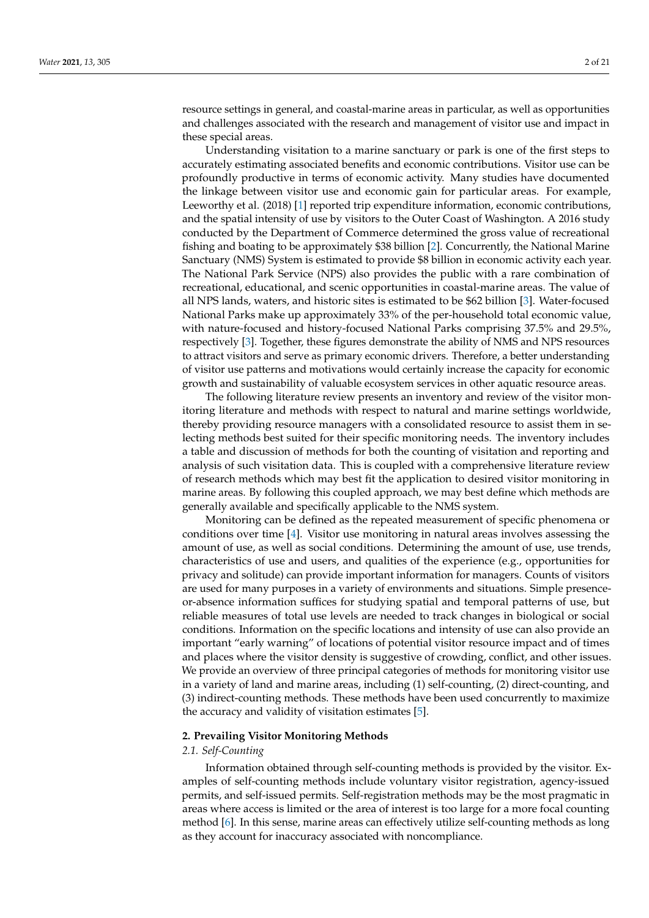resource settings in general, and coastal-marine areas in particular, as well as opportunities and challenges associated with the research and management of visitor use and impact in these special areas.

Understanding visitation to a marine sanctuary or park is one of the first steps to accurately estimating associated benefits and economic contributions. Visitor use can be profoundly productive in terms of economic activity. Many studies have documented the linkage between visitor use and economic gain for particular areas. For example, Leeworthy et al. (2018) [1] reported trip expenditure information, economic contributions, and the spatial intensity of use by visitors to the Outer Coast of Washington. A 2016 study conducted by the Department of Commerce determined the gross value of recreational fishing and boating to be approximately $38 billion [2]. Concurrently, the National Marine Sanctuary (NMS) System is estimated to provide $8 billion in economic activity each year. The National Park Service (NPS) also provides the public with a rare combination of recreational, educational, and scenic opportunities in coastal-marine areas. The value of all NPS lands, waters, and historic sites is estimated to be $62 billion [3]. Water-focused National Parks make up approximately 33% of the per-household total economic value, with nature-focused and history-focused National Parks comprising 37.5% and 29.5%, respectively [3]. Together, these figures demonstrate the ability of NMS and NPS resources to attract visitors and serve as primary economic drivers. Therefore, a better understanding of visitor use patterns and motivations would certainly increase the capacity for economic growth and sustainability of valuable ecosystem services in other aquatic resource areas.

The following literature review presents an inventory and review of the visitor monitoring literature and methods with respect to natural and marine settings worldwide, thereby providing resource managers with a consolidated resource to assist them in selecting methods best suited for their specific monitoring needs. The inventory includes a table and discussion of methods for both the counting of visitation and reporting and analysis of such visitation data. This is coupled with a comprehensive literature review of research methods which may best fit the application to desired visitor monitoring in marine areas. By following this coupled approach, we may best define which methods are generally available and specifically applicable to the NMS system.

Monitoring can be defined as the repeated measurement of specific phenomena or conditions over time [4]. Visitor use monitoring in natural areas involves assessing the amount of use, as well as social conditions. Determining the amount of use, use trends, characteristics of use and users, and qualities of the experience (e.g., opportunities for privacy and solitude) can provide important information for managers. Counts of visitors are used for many purposes in a variety of environments and situations. Simple presence-or-absence information suffices for studying spatial and temporal patterns of use, but reliable measures of total use levels are needed to track changes in biological or social conditions. Information on the specific locations and intensity of use can also provide an important "early warning" of locations of potential visitor resource impact and of times and places where the visitor density is suggestive of crowding, conflict, and other issues. We provide an overview of three principal categories of methods for monitoring visitor use in a variety of land and marine areas, including (1) self-counting, (2) direct-counting, and (3) indirect-counting methods. These methods have been used concurrently to maximize the accuracy and validity of visitation estimates [5].

## 2. Prevailing Visitor Monitoring Methods

### *2.1. Self-Counting*

Information obtained through self-counting methods is provided by the visitor. Examples of self-counting methods include voluntary visitor registration, agency-issued permits, and self-issued permits. Self-registration methods may be the most pragmatic in areas where access is limited or the area of interest is too large for a more focal counting method [6]. In this sense, marine areas can effectively utilize self-counting methods as long as they account for inaccuracy associated with noncompliance.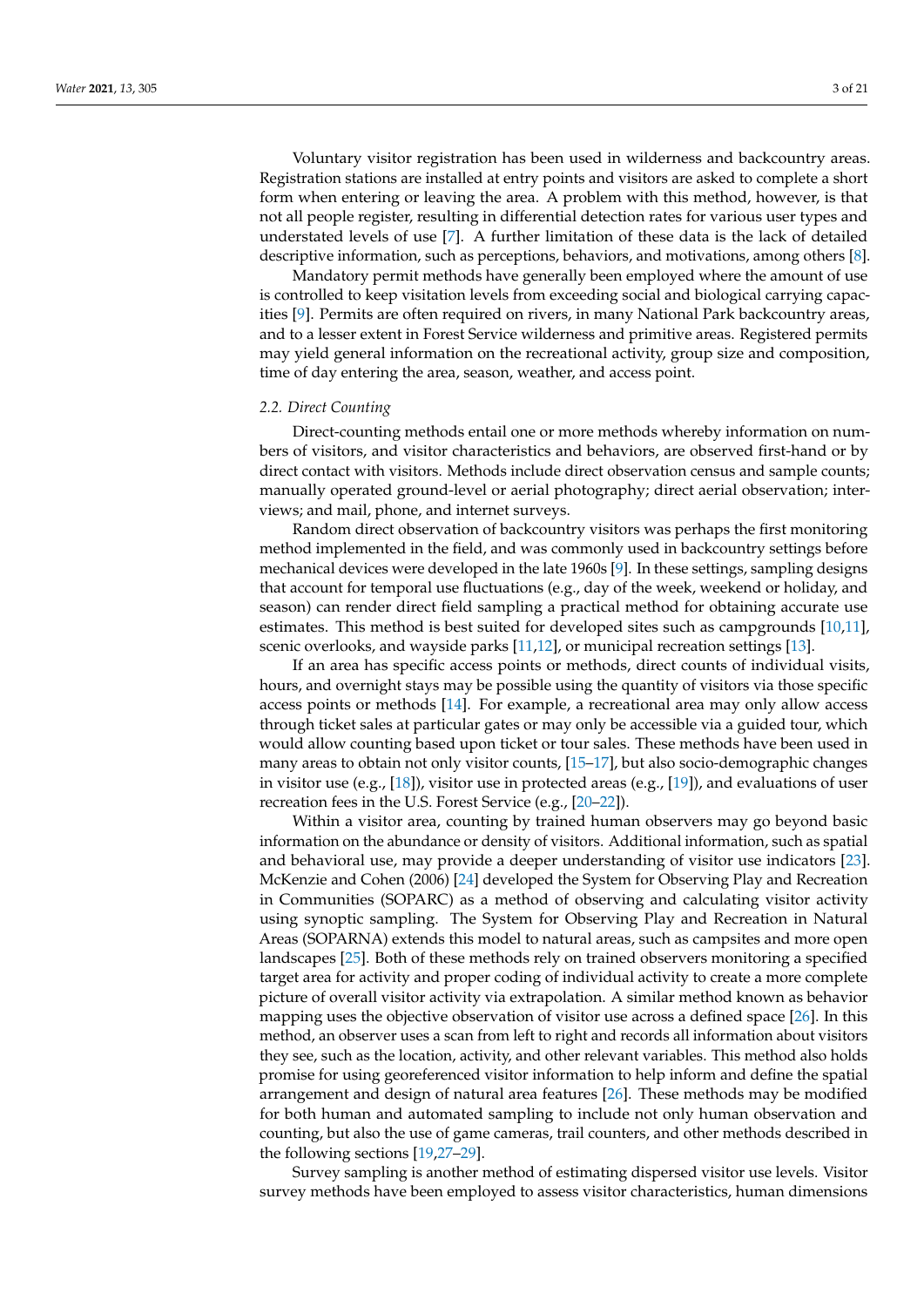Voluntary visitor registration has been used in wilderness and backcountry areas. Registration stations are installed at entry points and visitors are asked to complete a short form when entering or leaving the area. A problem with this method, however, is that not all people register, resulting in differential detection rates for various user types and understated levels of use [7]. A further limitation of these data is the lack of detailed descriptive information, such as perceptions, behaviors, and motivations, among others [8].

Mandatory permit methods have generally been employed where the amount of use is controlled to keep visitation levels from exceeding social and biological carrying capacities [9]. Permits are often required on rivers, in many National Park backcountry areas, and to a lesser extent in Forest Service wilderness and primitive areas. Registered permits may yield general information on the recreational activity, group size and composition, time of day entering the area, season, weather, and access point.

### 2.2. Direct Counting

Direct-counting methods entail one or more methods whereby information on numbers of visitors, and visitor characteristics and behaviors, are observed first-hand or by direct contact with visitors. Methods include direct observation census and sample counts; manually operated ground-level or aerial photography; direct aerial observation; interviews; and mail, phone, and internet surveys.

Random direct observation of backcountry visitors was perhaps the first monitoring method implemented in the field, and was commonly used in backcountry settings before mechanical devices were developed in the late 1960s [9]. In these settings, sampling designs that account for temporal use fluctuations (e.g., day of the week, weekend or holiday, and season) can render direct field sampling a practical method for obtaining accurate use estimates. This method is best suited for developed sites such as campgrounds [10,11], scenic overlooks, and wayside parks [11,12], or municipal recreation settings [13].

If an area has specific access points or methods, direct counts of individual visits, hours, and overnight stays may be possible using the quantity of visitors via those specific access points or methods [14]. For example, a recreational area may only allow access through ticket sales at particular gates or may only be accessible via a guided tour, which would allow counting based upon ticket or tour sales. These methods have been used in many areas to obtain not only visitor counts, [15–17], but also socio-demographic changes in visitor use (e.g., [18]), visitor use in protected areas (e.g., [19]), and evaluations of user recreation fees in the U.S. Forest Service (e.g., [20–22]).

Within a visitor area, counting by trained human observers may go beyond basic information on the abundance or density of visitors. Additional information, such as spatial and behavioral use, may provide a deeper understanding of visitor use indicators [23]. McKenzie and Cohen (2006) [24] developed the System for Observing Play and Recreation in Communities (SOPARC) as a method of observing and calculating visitor activity using synoptic sampling. The System for Observing Play and Recreation in Natural Areas (SOPARNA) extends this model to natural areas, such as campsites and more open landscapes [25]. Both of these methods rely on trained observers monitoring a specified target area for activity and proper coding of individual activity to create a more complete picture of overall visitor activity via extrapolation. A similar method known as behavior mapping uses the objective observation of visitor use across a defined space [26]. In this method, an observer uses a scan from left to right and records all information about visitors they see, such as the location, activity, and other relevant variables. This method also holds promise for using georeferenced visitor information to help inform and define the spatial arrangement and design of natural area features [26]. These methods may be modified for both human and automated sampling to include not only human observation and counting, but also the use of game cameras, trail counters, and other methods described in the following sections [19,27–29].

Survey sampling is another method of estimating dispersed visitor use levels. Visitor survey methods have been employed to assess visitor characteristics, human dimensions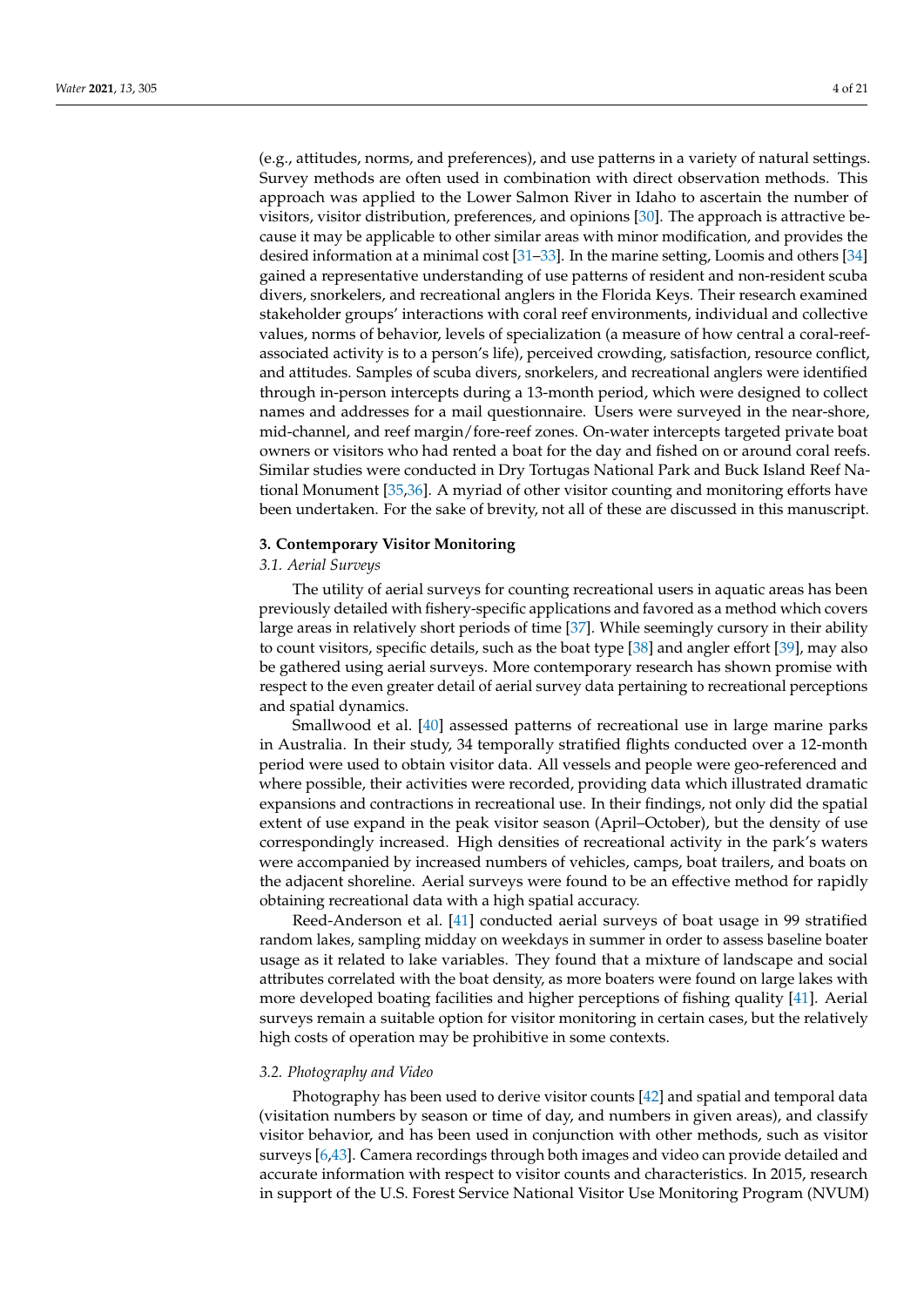(e.g., attitudes, norms, and preferences), and use patterns in a variety of natural settings. Survey methods are often used in combination with direct observation methods. This approach was applied to the Lower Salmon River in Idaho to ascertain the number of visitors, visitor distribution, preferences, and opinions [30]. The approach is attractive because it may be applicable to other similar areas with minor modification, and provides the desired information at a minimal cost [31–33]. In the marine setting, Loomis and others [34] gained a representative understanding of use patterns of resident and non-resident scuba divers, snorkelers, and recreational anglers in the Florida Keys. Their research examined stakeholder groups' interactions with coral reef environments, individual and collective values, norms of behavior, levels of specialization (a measure of how central a coral-reef-associated activity is to a person's life), perceived crowding, satisfaction, resource conflict, and attitudes. Samples of scuba divers, snorkelers, and recreational anglers were identified through in-person intercepts during a 13-month period, which were designed to collect names and addresses for a mail questionnaire. Users were surveyed in the near-shore, mid-channel, and reef margin/fore-reef zones. On-water intercepts targeted private boat owners or visitors who had rented a boat for the day and fished on or around coral reefs. Similar studies were conducted in Dry Tortugas National Park and Buck Island Reef National Monument [35,36]. A myriad of other visitor counting and monitoring efforts have been undertaken. For the sake of brevity, not all of these are discussed in this manuscript.

## 3. Contemporary Visitor Monitoring

### 3.1. Aerial Surveys

The utility of aerial surveys for counting recreational users in aquatic areas has been previously detailed with fishery-specific applications and favored as a method which covers large areas in relatively short periods of time [37]. While seemingly cursory in their ability to count visitors, specific details, such as the boat type [38] and angler effort [39], may also be gathered using aerial surveys. More contemporary research has shown promise with respect to the even greater detail of aerial survey data pertaining to recreational perceptions and spatial dynamics.

Smallwood et al. [40] assessed patterns of recreational use in large marine parks in Australia. In their study, 34 temporally stratified flights conducted over a 12-month period were used to obtain visitor data. All vessels and people were geo-referenced and where possible, their activities were recorded, providing data which illustrated dramatic expansions and contractions in recreational use. In their findings, not only did the spatial extent of use expand in the peak visitor season (April–October), but the density of use correspondingly increased. High densities of recreational activity in the park's waters were accompanied by increased numbers of vehicles, camps, boat trailers, and boats on the adjacent shoreline. Aerial surveys were found to be an effective method for rapidly obtaining recreational data with a high spatial accuracy.

Reed-Anderson et al. [41] conducted aerial surveys of boat usage in 99 stratified random lakes, sampling midday on weekdays in summer in order to assess baseline boater usage as it related to lake variables. They found that a mixture of landscape and social attributes correlated with the boat density, as more boaters were found on large lakes with more developed boating facilities and higher perceptions of fishing quality [41]. Aerial surveys remain a suitable option for visitor monitoring in certain cases, but the relatively high costs of operation may be prohibitive in some contexts.

### 3.2. Photography and Video

Photography has been used to derive visitor counts [42] and spatial and temporal data (visitation numbers by season or time of day, and numbers in given areas), and classify visitor behavior, and has been used in conjunction with other methods, such as visitor surveys [6,43]. Camera recordings through both images and video can provide detailed and accurate information with respect to visitor counts and characteristics. In 2015, research in support of the U.S. Forest Service National Visitor Use Monitoring Program (NVUM)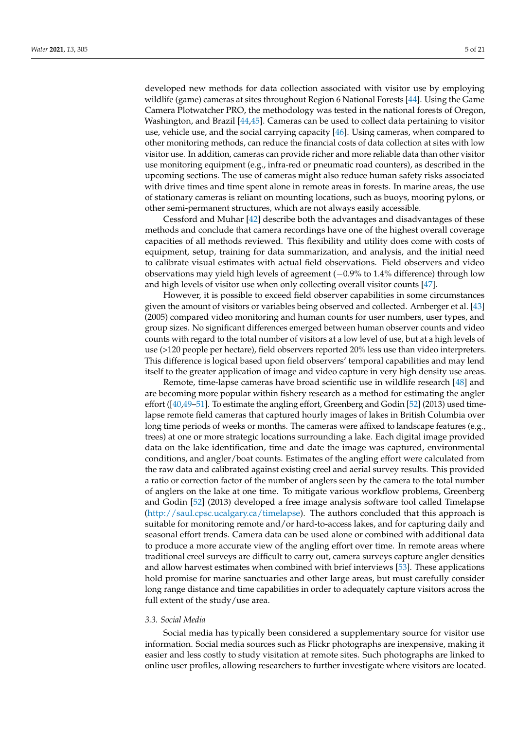developed new methods for data collection associated with visitor use by employing wildlife (game) cameras at sites throughout Region 6 National Forests [44]. Using the Game Camera Plotwatcher PRO, the methodology was tested in the national forests of Oregon, Washington, and Brazil [44,45]. Cameras can be used to collect data pertaining to visitor use, vehicle use, and the social carrying capacity [46]. Using cameras, when compared to other monitoring methods, can reduce the financial costs of data collection at sites with low visitor use. In addition, cameras can provide richer and more reliable data than other visitor use monitoring equipment (e.g., infra-red or pneumatic road counters), as described in the upcoming sections. The use of cameras might also reduce human safety risks associated with drive times and time spent alone in remote areas in forests. In marine areas, the use of stationary cameras is reliant on mounting locations, such as buoys, mooring pylons, or other semi-permanent structures, which are not always easily accessible.

Cessford and Muhar [42] describe both the advantages and disadvantages of these methods and conclude that camera recordings have one of the highest overall coverage capacities of all methods reviewed. This flexibility and utility does come with costs of equipment, setup, training for data summarization, and analysis, and the initial need to calibrate visual estimates with actual field observations. Field observers and video observations may yield high levels of agreement (−0.9% to 1.4% difference) through low and high levels of visitor use when only collecting overall visitor counts [47].

However, it is possible to exceed field observer capabilities in some circumstances given the amount of visitors or variables being observed and collected. Arnberger et al. [43] (2005) compared video monitoring and human counts for user numbers, user types, and group sizes. No significant differences emerged between human observer counts and video counts with regard to the total number of visitors at a low level of use, but at a high levels of use (>120 people per hectare), field observers reported 20% less use than video interpreters. This difference is logical based upon field observers' temporal capabilities and may lend itself to the greater application of image and video capture in very high density use areas.

Remote, time-lapse cameras have broad scientific use in wildlife research [48] and are becoming more popular within fishery research as a method for estimating the angler effort ([40,49–51]. To estimate the angling effort, Greenberg and Godin [52] (2013) used time-lapse remote field cameras that captured hourly images of lakes in British Columbia over long time periods of weeks or months. The cameras were affixed to landscape features (e.g., trees) at one or more strategic locations surrounding a lake. Each digital image provided data on the lake identification, time and date the image was captured, environmental conditions, and angler/boat counts. Estimates of the angling effort were calculated from the raw data and calibrated against existing creel and aerial survey results. This provided a ratio or correction factor of the number of anglers seen by the camera to the total number of anglers on the lake at one time. To mitigate various workflow problems, Greenberg and Godin [52] (2013) developed a free image analysis software tool called Timelapse (http://saul.cpsc.ucalgary.ca/timelapse). The authors concluded that this approach is suitable for monitoring remote and/or hard-to-access lakes, and for capturing daily and seasonal effort trends. Camera data can be used alone or combined with additional data to produce a more accurate view of the angling effort over time. In remote areas where traditional creel surveys are difficult to carry out, camera surveys capture angler densities and allow harvest estimates when combined with brief interviews [53]. These applications hold promise for marine sanctuaries and other large areas, but must carefully consider long range distance and time capabilities in order to adequately capture visitors across the full extent of the study/use area.

### *3.3. Social Media*

Social media has typically been considered a supplementary source for visitor use information. Social media sources such as Flickr photographs are inexpensive, making it easier and less costly to study visitation at remote sites. Such photographs are linked to online user profiles, allowing researchers to further investigate where visitors are located.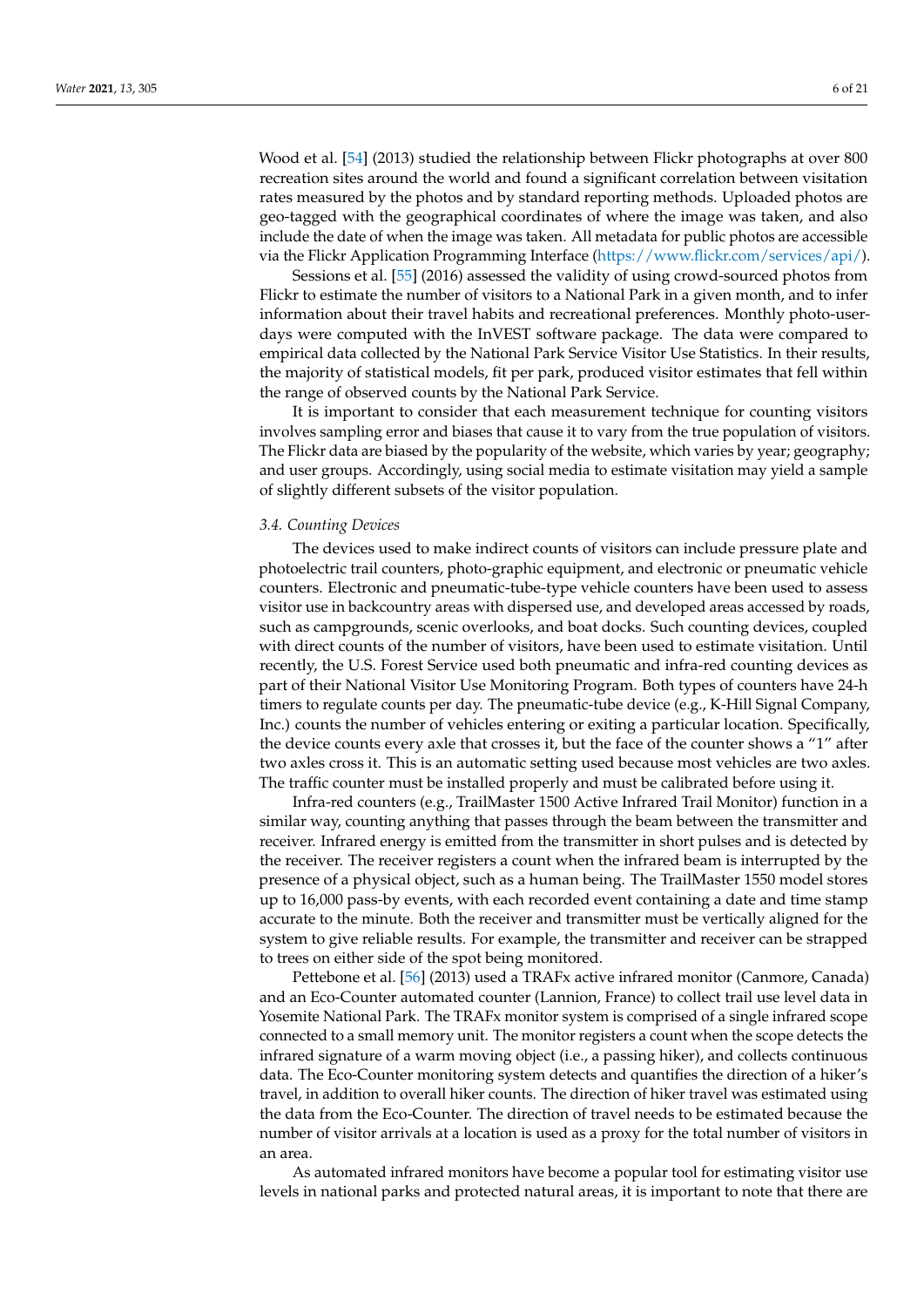Wood et al. [54] (2013) studied the relationship between Flickr photographs at over 800 recreation sites around the world and found a significant correlation between visitation rates measured by the photos and by standard reporting methods. Uploaded photos are geo-tagged with the geographical coordinates of where the image was taken, and also include the date of when the image was taken. All metadata for public photos are accessible via the Flickr Application Programming Interface (https://www.flickr.com/services/api/).

Sessions et al. [55] (2016) assessed the validity of using crowd-sourced photos from Flickr to estimate the number of visitors to a National Park in a given month, and to infer information about their travel habits and recreational preferences. Monthly photo-user-days were computed with the InVEST software package. The data were compared to empirical data collected by the National Park Service Visitor Use Statistics. In their results, the majority of statistical models, fit per park, produced visitor estimates that fell within the range of observed counts by the National Park Service.

It is important to consider that each measurement technique for counting visitors involves sampling error and biases that cause it to vary from the true population of visitors. The Flickr data are biased by the popularity of the website, which varies by year; geography; and user groups. Accordingly, using social media to estimate visitation may yield a sample of slightly different subsets of the visitor population.

### *3.4. Counting Devices*

The devices used to make indirect counts of visitors can include pressure plate and photoelectric trail counters, photo-graphic equipment, and electronic or pneumatic vehicle counters. Electronic and pneumatic-tube-type vehicle counters have been used to assess visitor use in backcountry areas with dispersed use, and developed areas accessed by roads, such as campgrounds, scenic overlooks, and boat docks. Such counting devices, coupled with direct counts of the number of visitors, have been used to estimate visitation. Until recently, the U.S. Forest Service used both pneumatic and infra-red counting devices as part of their National Visitor Use Monitoring Program. Both types of counters have 24-h timers to regulate counts per day. The pneumatic-tube device (e.g., K-Hill Signal Company, Inc.) counts the number of vehicles entering or exiting a particular location. Specifically, the device counts every axle that crosses it, but the face of the counter shows a "1" after two axles cross it. This is an automatic setting used because most vehicles are two axles. The traffic counter must be installed properly and must be calibrated before using it.

Infra-red counters (e.g., TrailMaster 1500 Active Infrared Trail Monitor) function in a similar way, counting anything that passes through the beam between the transmitter and receiver. Infrared energy is emitted from the transmitter in short pulses and is detected by the receiver. The receiver registers a count when the infrared beam is interrupted by the presence of a physical object, such as a human being. The TrailMaster 1550 model stores up to 16,000 pass-by events, with each recorded event containing a date and time stamp accurate to the minute. Both the receiver and transmitter must be vertically aligned for the system to give reliable results. For example, the transmitter and receiver can be strapped to trees on either side of the spot being monitored.

Pettebone et al. [56] (2013) used a TRAFx active infrared monitor (Canmore, Canada) and an Eco-Counter automated counter (Lannion, France) to collect trail use level data in Yosemite National Park. The TRAFx monitor system is comprised of a single infrared scope connected to a small memory unit. The monitor registers a count when the scope detects the infrared signature of a warm moving object (i.e., a passing hiker), and collects continuous data. The Eco-Counter monitoring system detects and quantifies the direction of a hiker's travel, in addition to overall hiker counts. The direction of hiker travel was estimated using the data from the Eco-Counter. The direction of travel needs to be estimated because the number of visitor arrivals at a location is used as a proxy for the total number of visitors in an area.

As automated infrared monitors have become a popular tool for estimating visitor use levels in national parks and protected natural areas, it is important to note that there are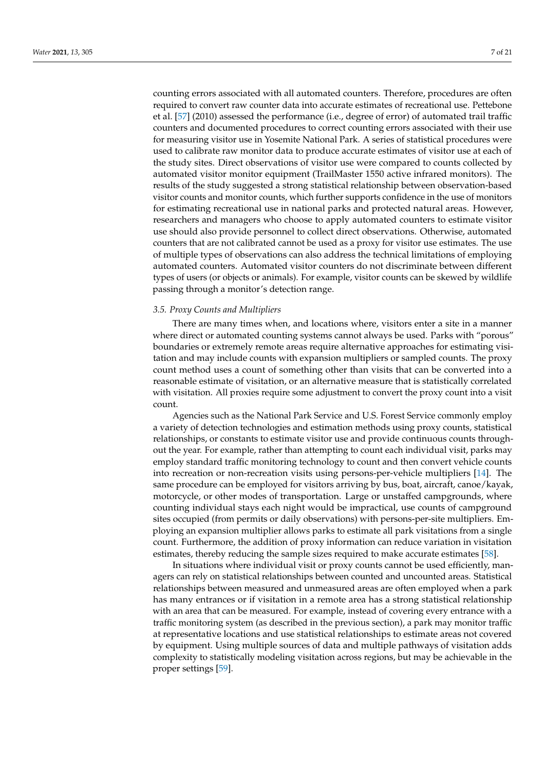counting errors associated with all automated counters. Therefore, procedures are often required to convert raw counter data into accurate estimates of recreational use. Pettebone et al. [57] (2010) assessed the performance (i.e., degree of error) of automated trail traffic counters and documented procedures to correct counting errors associated with their use for measuring visitor use in Yosemite National Park. A series of statistical procedures were used to calibrate raw monitor data to produce accurate estimates of visitor use at each of the study sites. Direct observations of visitor use were compared to counts collected by automated visitor monitor equipment (TrailMaster 1550 active infrared monitors). The results of the study suggested a strong statistical relationship between observation-based visitor counts and monitor counts, which further supports confidence in the use of monitors for estimating recreational use in national parks and protected natural areas. However, researchers and managers who choose to apply automated counters to estimate visitor use should also provide personnel to collect direct observations. Otherwise, automated counters that are not calibrated cannot be used as a proxy for visitor use estimates. The use of multiple types of observations can also address the technical limitations of employing automated counters. Automated visitor counters do not discriminate between different types of users (or objects or animals). For example, visitor counts can be skewed by wildlife passing through a monitor's detection range.

### *3.5. Proxy Counts and Multipliers*

There are many times when, and locations where, visitors enter a site in a manner where direct or automated counting systems cannot always be used. Parks with "porous" boundaries or extremely remote areas require alternative approaches for estimating visitation and may include counts with expansion multipliers or sampled counts. The proxy count method uses a count of something other than visits that can be converted into a reasonable estimate of visitation, or an alternative measure that is statistically correlated with visitation. All proxies require some adjustment to convert the proxy count into a visit count.

Agencies such as the National Park Service and U.S. Forest Service commonly employ a variety of detection technologies and estimation methods using proxy counts, statistical relationships, or constants to estimate visitor use and provide continuous counts throughout the year. For example, rather than attempting to count each individual visit, parks may employ standard traffic monitoring technology to count and then convert vehicle counts into recreation or non-recreation visits using persons-per-vehicle multipliers [14]. The same procedure can be employed for visitors arriving by bus, boat, aircraft, canoe/kayak, motorcycle, or other modes of transportation. Large or unstaffed campgrounds, where counting individual stays each night would be impractical, use counts of campground sites occupied (from permits or daily observations) with persons-per-site multipliers. Employing an expansion multiplier allows parks to estimate all park visitations from a single count. Furthermore, the addition of proxy information can reduce variation in visitation estimates, thereby reducing the sample sizes required to make accurate estimates [58].

In situations where individual visit or proxy counts cannot be used efficiently, managers can rely on statistical relationships between counted and uncounted areas. Statistical relationships between measured and unmeasured areas are often employed when a park has many entrances or if visitation in a remote area has a strong statistical relationship with an area that can be measured. For example, instead of covering every entrance with a traffic monitoring system (as described in the previous section), a park may monitor traffic at representative locations and use statistical relationships to estimate areas not covered by equipment. Using multiple sources of data and multiple pathways of visitation adds complexity to statistically modeling visitation across regions, but may be achievable in the proper settings [59].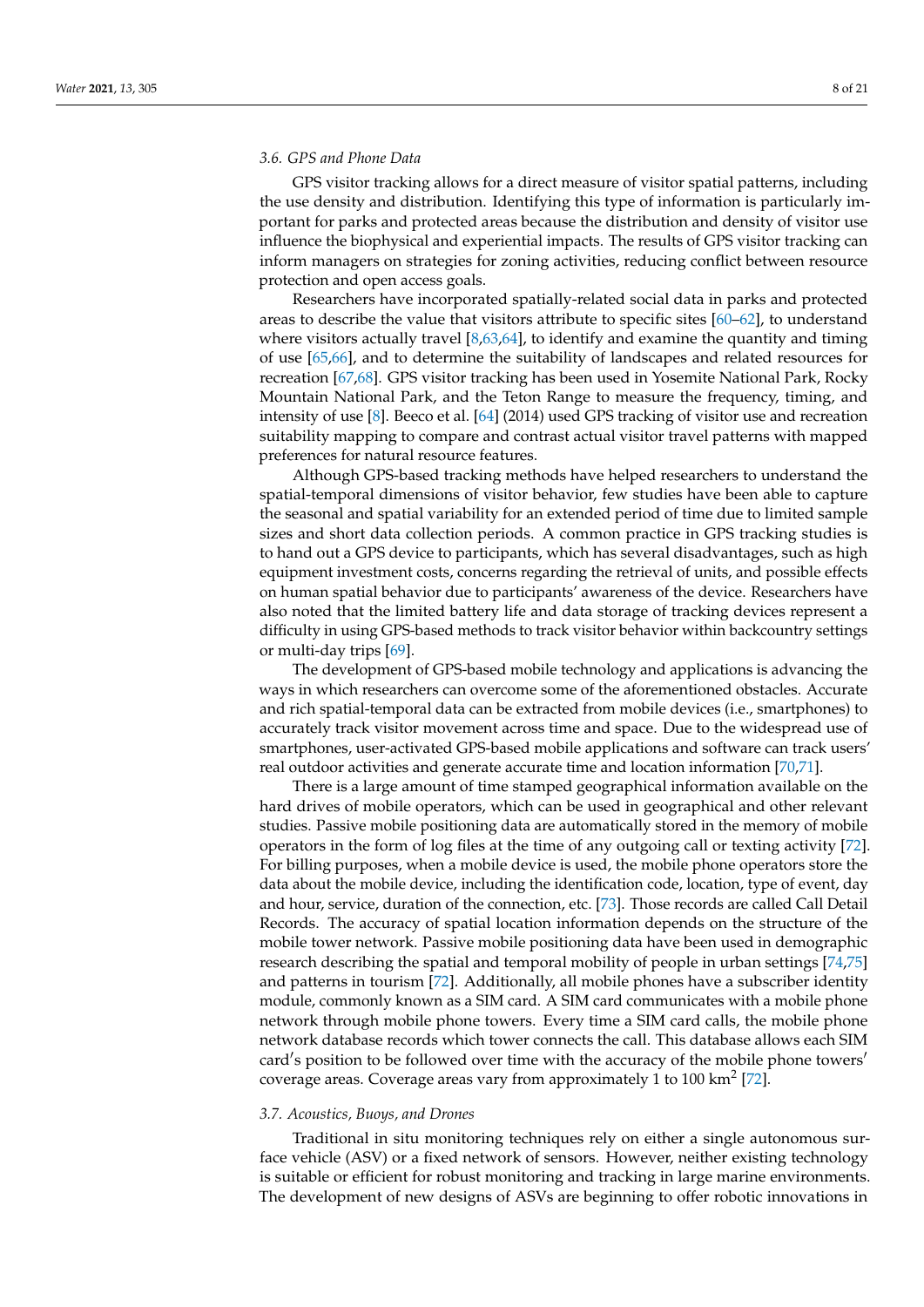### 3.6. GPS and Phone Data

GPS visitor tracking allows for a direct measure of visitor spatial patterns, including the use density and distribution. Identifying this type of information is particularly important for parks and protected areas because the distribution and density of visitor use influence the biophysical and experiential impacts. The results of GPS visitor tracking can inform managers on strategies for zoning activities, reducing conflict between resource protection and open access goals.

Researchers have incorporated spatially-related social data in parks and protected areas to describe the value that visitors attribute to specific sites [60–62], to understand where visitors actually travel [8,63,64], to identify and examine the quantity and timing of use [65,66], and to determine the suitability of landscapes and related resources for recreation [67,68]. GPS visitor tracking has been used in Yosemite National Park, Rocky Mountain National Park, and the Teton Range to measure the frequency, timing, and intensity of use [8]. Beeco et al. [64] (2014) used GPS tracking of visitor use and recreation suitability mapping to compare and contrast actual visitor travel patterns with mapped preferences for natural resource features.

Although GPS-based tracking methods have helped researchers to understand the spatial-temporal dimensions of visitor behavior, few studies have been able to capture the seasonal and spatial variability for an extended period of time due to limited sample sizes and short data collection periods. A common practice in GPS tracking studies is to hand out a GPS device to participants, which has several disadvantages, such as high equipment investment costs, concerns regarding the retrieval of units, and possible effects on human spatial behavior due to participants' awareness of the device. Researchers have also noted that the limited battery life and data storage of tracking devices represent a difficulty in using GPS-based methods to track visitor behavior within backcountry settings or multi-day trips [69].

The development of GPS-based mobile technology and applications is advancing the ways in which researchers can overcome some of the aforementioned obstacles. Accurate and rich spatial-temporal data can be extracted from mobile devices (i.e., smartphones) to accurately track visitor movement across time and space. Due to the widespread use of smartphones, user-activated GPS-based mobile applications and software can track users' real outdoor activities and generate accurate time and location information [70,71].

There is a large amount of time stamped geographical information available on the hard drives of mobile operators, which can be used in geographical and other relevant studies. Passive mobile positioning data are automatically stored in the memory of mobile operators in the form of log files at the time of any outgoing call or texting activity [72]. For billing purposes, when a mobile device is used, the mobile phone operators store the data about the mobile device, including the identification code, location, type of event, day and hour, service, duration of the connection, etc. [73]. Those records are called Call Detail Records. The accuracy of spatial location information depends on the structure of the mobile tower network. Passive mobile positioning data have been used in demographic research describing the spatial and temporal mobility of people in urban settings [74,75] and patterns in tourism [72]. Additionally, all mobile phones have a subscriber identity module, commonly known as a SIM card. A SIM card communicates with a mobile phone network through mobile phone towers. Every time a SIM card calls, the mobile phone network database records which tower connects the call. This database allows each SIM card′s position to be followed over time with the accuracy of the mobile phone towers′ coverage areas. Coverage areas vary from approximately 1 to 100 $km^2$ [72].

### 3.7. Acoustics, Buoys, and Drones

Traditional in situ monitoring techniques rely on either a single autonomous surface vehicle (ASV) or a fixed network of sensors. However, neither existing technology is suitable or efficient for robust monitoring and tracking in large marine environments. The development of new designs of ASVs are beginning to offer robotic innovations in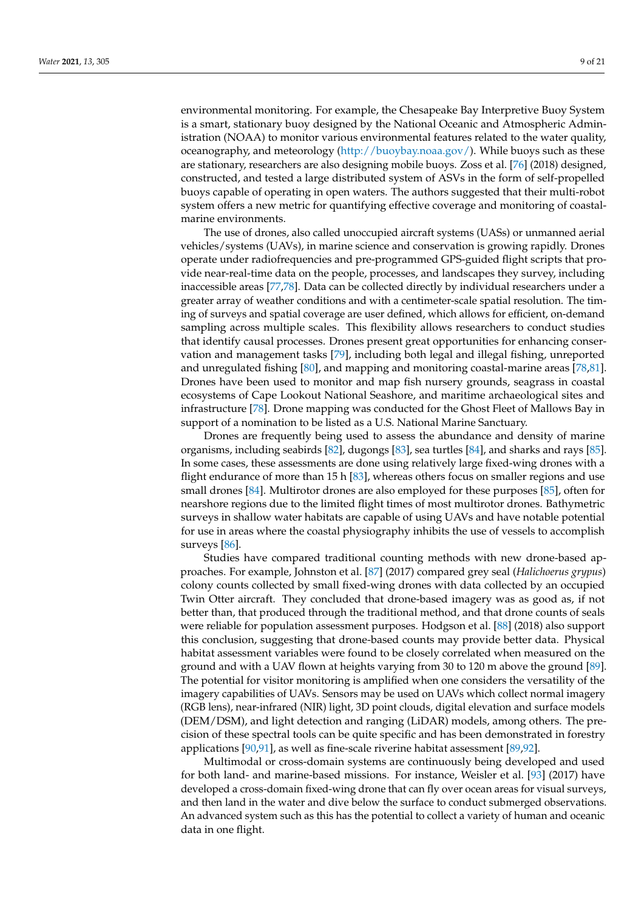environmental monitoring. For example, the Chesapeake Bay Interpretive Buoy System is a smart, stationary buoy designed by the National Oceanic and Atmospheric Administration (NOAA) to monitor various environmental features related to the water quality, oceanography, and meteorology (http://buoybay.noaa.gov/). While buoys such as these are stationary, researchers are also designing mobile buoys. Zoss et al. [76] (2018) designed, constructed, and tested a large distributed system of ASVs in the form of self-propelled buoys capable of operating in open waters. The authors suggested that their multi-robot system offers a new metric for quantifying effective coverage and monitoring of coastal-marine environments.

The use of drones, also called unoccupied aircraft systems (UASs) or unmanned aerial vehicles/systems (UAVs), in marine science and conservation is growing rapidly. Drones operate under radiofrequencies and pre-programmed GPS-guided flight scripts that provide near-real-time data on the people, processes, and landscapes they survey, including inaccessible areas [77,78]. Data can be collected directly by individual researchers under a greater array of weather conditions and with a centimeter-scale spatial resolution. The timing of surveys and spatial coverage are user defined, which allows for efficient, on-demand sampling across multiple scales. This flexibility allows researchers to conduct studies that identify causal processes. Drones present great opportunities for enhancing conservation and management tasks [79], including both legal and illegal fishing, unreported and unregulated fishing [80], and mapping and monitoring coastal-marine areas [78,81]. Drones have been used to monitor and map fish nursery grounds, seagrass in coastal ecosystems of Cape Lookout National Seashore, and maritime archaeological sites and infrastructure [78]. Drone mapping was conducted for the Ghost Fleet of Mallows Bay in support of a nomination to be listed as a U.S. National Marine Sanctuary.

Drones are frequently being used to assess the abundance and density of marine organisms, including seabirds [82], dugongs [83], sea turtles [84], and sharks and rays [85]. In some cases, these assessments are done using relatively large fixed-wing drones with a flight endurance of more than 15 h [83], whereas others focus on smaller regions and use small drones [84]. Multirotor drones are also employed for these purposes [85], often for nearshore regions due to the limited flight times of most multirotor drones. Bathymetric surveys in shallow water habitats are capable of using UAVs and have notable potential for use in areas where the coastal physiography inhibits the use of vessels to accomplish surveys [86].

Studies have compared traditional counting methods with new drone-based approaches. For example, Johnston et al. [87] (2017) compared grey seal (*Halichoerus grypus*) colony counts collected by small fixed-wing drones with data collected by an occupied Twin Otter aircraft. They concluded that drone-based imagery was as good as, if not better than, that produced through the traditional method, and that drone counts of seals were reliable for population assessment purposes. Hodgson et al. [88] (2018) also support this conclusion, suggesting that drone-based counts may provide better data. Physical habitat assessment variables were found to be closely correlated when measured on the ground and with a UAV flown at heights varying from 30 to 120 m above the ground [89]. The potential for visitor monitoring is amplified when one considers the versatility of the imagery capabilities of UAVs. Sensors may be used on UAVs which collect normal imagery (RGB lens), near-infrared (NIR) light, 3D point clouds, digital elevation and surface models (DEM/DSM), and light detection and ranging (LiDAR) models, among others. The precision of these spectral tools can be quite specific and has been demonstrated in forestry applications [90,91], as well as fine-scale riverine habitat assessment [89,92].

Multimodal or cross-domain systems are continuously being developed and used for both land- and marine-based missions. For instance, Weisler et al. [93] (2017) have developed a cross-domain fixed-wing drone that can fly over ocean areas for visual surveys, and then land in the water and dive below the surface to conduct submerged observations. An advanced system such as this has the potential to collect a variety of human and oceanic data in one flight.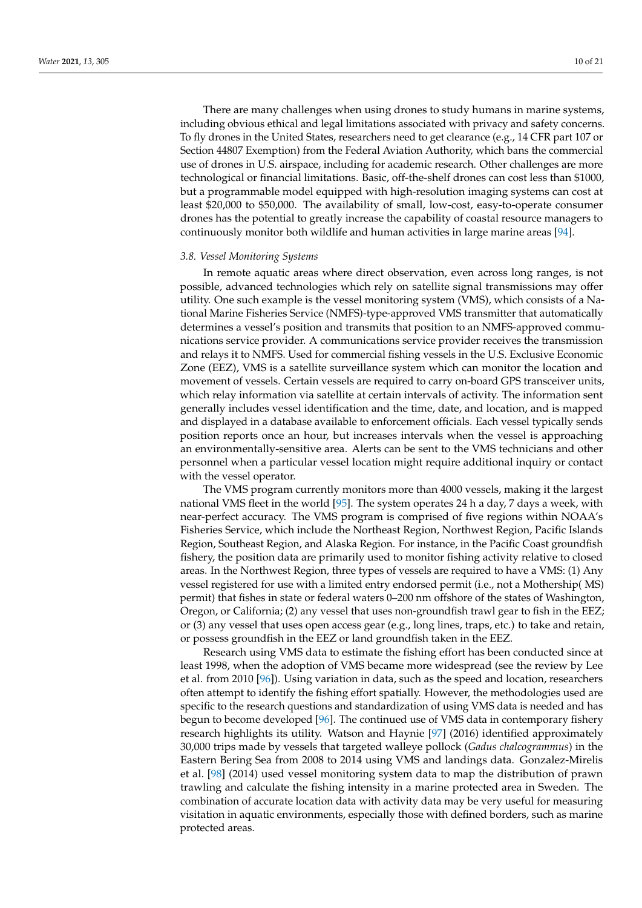There are many challenges when using drones to study humans in marine systems, including obvious ethical and legal limitations associated with privacy and safety concerns. To fly drones in the United States, researchers need to get clearance (e.g., 14 CFR part 107 or Section 44807 Exemption) from the Federal Aviation Authority, which bans the commercial use of drones in U.S. airspace, including for academic research. Other challenges are more technological or financial limitations. Basic, off-the-shelf drones can cost less than $1000, but a programmable model equipped with high-resolution imaging systems can cost at least $20,000 to $50,000. The availability of small, low-cost, easy-to-operate consumer drones has the potential to greatly increase the capability of coastal resource managers to continuously monitor both wildlife and human activities in large marine areas [94].

### 3.8. Vessel Monitoring Systems

In remote aquatic areas where direct observation, even across long ranges, is not possible, advanced technologies which rely on satellite signal transmissions may offer utility. One such example is the vessel monitoring system (VMS), which consists of a National Marine Fisheries Service (NMFS)-type-approved VMS transmitter that automatically determines a vessel's position and transmits that position to an NMFS-approved communications service provider. A communications service provider receives the transmission and relays it to NMFS. Used for commercial fishing vessels in the U.S. Exclusive Economic Zone (EEZ), VMS is a satellite surveillance system which can monitor the location and movement of vessels. Certain vessels are required to carry on-board GPS transceiver units, which relay information via satellite at certain intervals of activity. The information sent generally includes vessel identification and the time, date, and location, and is mapped and displayed in a database available to enforcement officials. Each vessel typically sends position reports once an hour, but increases intervals when the vessel is approaching an environmentally-sensitive area. Alerts can be sent to the VMS technicians and other personnel when a particular vessel location might require additional inquiry or contact with the vessel operator.

The VMS program currently monitors more than 4000 vessels, making it the largest national VMS fleet in the world [95]. The system operates 24 h a day, 7 days a week, with near-perfect accuracy. The VMS program is comprised of five regions within NOAA's Fisheries Service, which include the Northeast Region, Northwest Region, Pacific Islands Region, Southeast Region, and Alaska Region. For instance, in the Pacific Coast groundfish fishery, the position data are primarily used to monitor fishing activity relative to closed areas. In the Northwest Region, three types of vessels are required to have a VMS: (1) Any vessel registered for use with a limited entry endorsed permit (i.e., not a Mothership( MS) permit) that fishes in state or federal waters 0–200 nm offshore of the states of Washington, Oregon, or California; (2) any vessel that uses non-groundfish trawl gear to fish in the EEZ; or (3) any vessel that uses open access gear (e.g., long lines, traps, etc.) to take and retain, or possess groundfish in the EEZ or land groundfish taken in the EEZ.

Research using VMS data to estimate the fishing effort has been conducted since at least 1998, when the adoption of VMS became more widespread (see the review by Lee et al. from 2010 [96]). Using variation in data, such as the speed and location, researchers often attempt to identify the fishing effort spatially. However, the methodologies used are specific to the research questions and standardization of using VMS data is needed and has begun to become developed [96]. The continued use of VMS data in contemporary fishery research highlights its utility. Watson and Haynie [97] (2016) identified approximately 30,000 trips made by vessels that targeted walleye pollock (*Gadus chalcogrammus*) in the Eastern Bering Sea from 2008 to 2014 using VMS and landings data. Gonzalez-Mirelis et al. [98] (2014) used vessel monitoring system data to map the distribution of prawn trawling and calculate the fishing intensity in a marine protected area in Sweden. The combination of accurate location data with activity data may be very useful for measuring visitation in aquatic environments, especially those with defined borders, such as marine protected areas.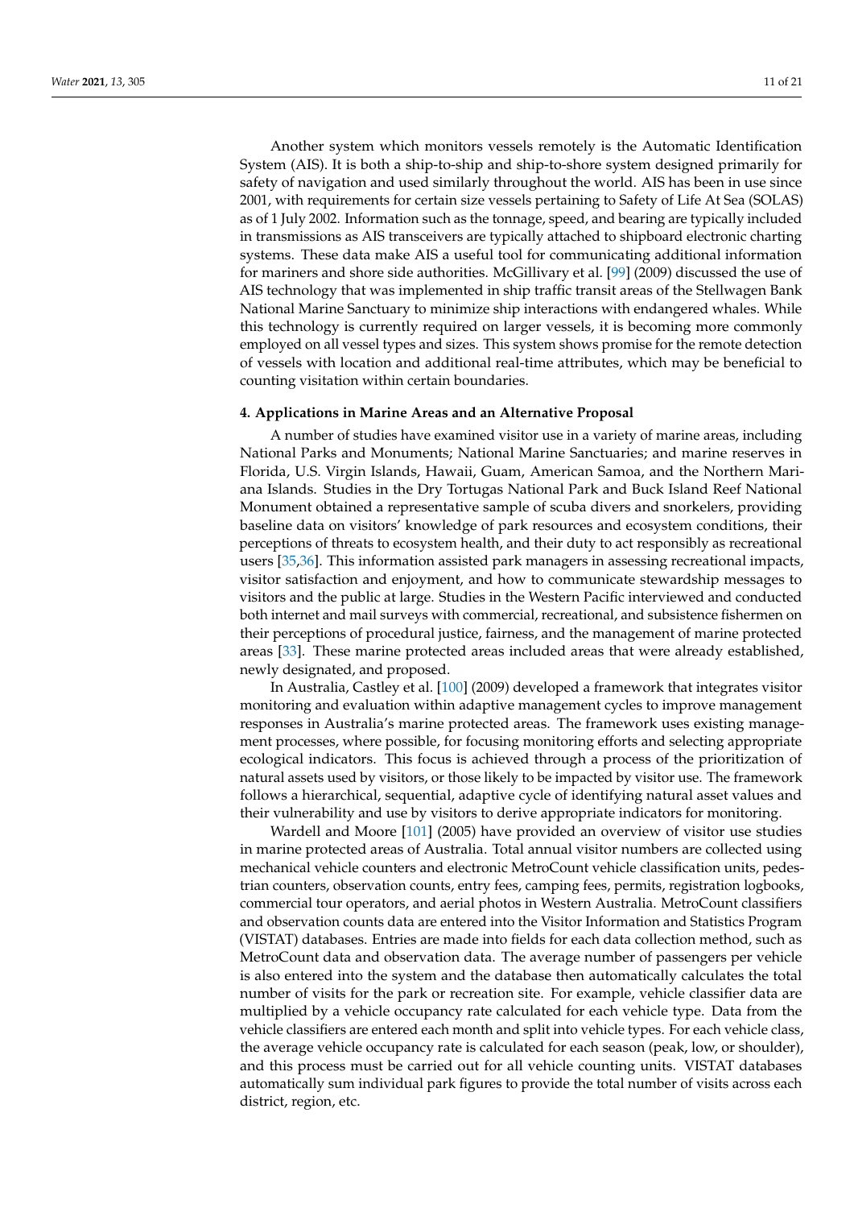Another system which monitors vessels remotely is the Automatic Identification System (AIS). It is both a ship-to-ship and ship-to-shore system designed primarily for safety of navigation and used similarly throughout the world. AIS has been in use since 2001, with requirements for certain size vessels pertaining to Safety of Life At Sea (SOLAS) as of 1 July 2002. Information such as the tonnage, speed, and bearing are typically included in transmissions as AIS transceivers are typically attached to shipboard electronic charting systems. These data make AIS a useful tool for communicating additional information for mariners and shore side authorities. McGillivary et al. [99] (2009) discussed the use of AIS technology that was implemented in ship traffic transit areas of the Stellwagen Bank National Marine Sanctuary to minimize ship interactions with endangered whales. While this technology is currently required on larger vessels, it is becoming more commonly employed on all vessel types and sizes. This system shows promise for the remote detection of vessels with location and additional real-time attributes, which may be beneficial to counting visitation within certain boundaries.

## 4. Applications in Marine Areas and an Alternative Proposal

A number of studies have examined visitor use in a variety of marine areas, including National Parks and Monuments; National Marine Sanctuaries; and marine reserves in Florida, U.S. Virgin Islands, Hawaii, Guam, American Samoa, and the Northern Mariana Islands. Studies in the Dry Tortugas National Park and Buck Island Reef National Monument obtained a representative sample of scuba divers and snorkelers, providing baseline data on visitors' knowledge of park resources and ecosystem conditions, their perceptions of threats to ecosystem health, and their duty to act responsibly as recreational users [35,36]. This information assisted park managers in assessing recreational impacts, visitor satisfaction and enjoyment, and how to communicate stewardship messages to visitors and the public at large. Studies in the Western Pacific interviewed and conducted both internet and mail surveys with commercial, recreational, and subsistence fishermen on their perceptions of procedural justice, fairness, and the management of marine protected areas [33]. These marine protected areas included areas that were already established, newly designated, and proposed.

In Australia, Castley et al. [100] (2009) developed a framework that integrates visitor monitoring and evaluation within adaptive management cycles to improve management responses in Australia's marine protected areas. The framework uses existing management processes, where possible, for focusing monitoring efforts and selecting appropriate ecological indicators. This focus is achieved through a process of the prioritization of natural assets used by visitors, or those likely to be impacted by visitor use. The framework follows a hierarchical, sequential, adaptive cycle of identifying natural asset values and their vulnerability and use by visitors to derive appropriate indicators for monitoring.

Wardell and Moore [101] (2005) have provided an overview of visitor use studies in marine protected areas of Australia. Total annual visitor numbers are collected using mechanical vehicle counters and electronic MetroCount vehicle classification units, pedestrian counters, observation counts, entry fees, camping fees, permits, registration logbooks, commercial tour operators, and aerial photos in Western Australia. MetroCount classifiers and observation counts data are entered into the Visitor Information and Statistics Program (VISTAT) databases. Entries are made into fields for each data collection method, such as MetroCount data and observation data. The average number of passengers per vehicle is also entered into the system and the database then automatically calculates the total number of visits for the park or recreation site. For example, vehicle classifier data are multiplied by a vehicle occupancy rate calculated for each vehicle type. Data from the vehicle classifiers are entered each month and split into vehicle types. For each vehicle class, the average vehicle occupancy rate is calculated for each season (peak, low, or shoulder), and this process must be carried out for all vehicle counting units. VISTAT databases automatically sum individual park figures to provide the total number of visits across each district, region, etc.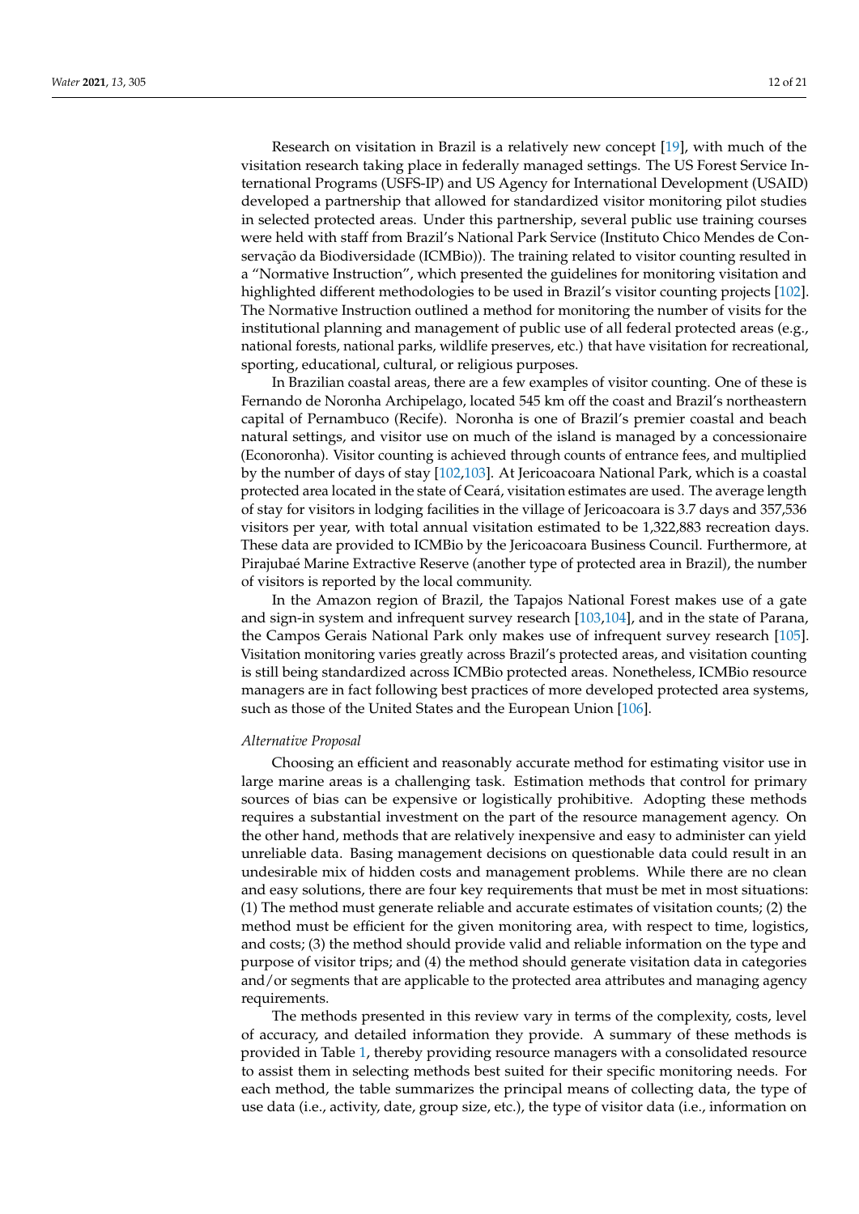Research on visitation in Brazil is a relatively new concept [19], with much of the visitation research taking place in federally managed settings. The US Forest Service International Programs (USFS-IP) and US Agency for International Development (USAID) developed a partnership that allowed for standardized visitor monitoring pilot studies in selected protected areas. Under this partnership, several public use training courses were held with staff from Brazil's National Park Service (Instituto Chico Mendes de Conservação da Biodiversidade (ICMBio)). The training related to visitor counting resulted in a "Normative Instruction", which presented the guidelines for monitoring visitation and highlighted different methodologies to be used in Brazil's visitor counting projects [102]. The Normative Instruction outlined a method for monitoring the number of visits for the institutional planning and management of public use of all federal protected areas (e.g., national forests, national parks, wildlife preserves, etc.) that have visitation for recreational, sporting, educational, cultural, or religious purposes.

In Brazilian coastal areas, there are a few examples of visitor counting. One of these is Fernando de Noronha Archipelago, located 545 km off the coast and Brazil's northeastern capital of Pernambuco (Recife). Noronha is one of Brazil's premier coastal and beach natural settings, and visitor use on much of the island is managed by a concessionaire (Econoronha). Visitor counting is achieved through counts of entrance fees, and multiplied by the number of days of stay [102,103]. At Jericoacoara National Park, which is a coastal protected area located in the state of Ceará, visitation estimates are used. The average length of stay for visitors in lodging facilities in the village of Jericoacoara is 3.7 days and 357,536 visitors per year, with total annual visitation estimated to be 1,322,883 recreation days. These data are provided to ICMBio by the Jericoacoara Business Council. Furthermore, at Pirajubaé Marine Extractive Reserve (another type of protected area in Brazil), the number of visitors is reported by the local community.

In the Amazon region of Brazil, the Tapajos National Forest makes use of a gate and sign-in system and infrequent survey research [103,104], and in the state of Parana, the Campos Gerais National Park only makes use of infrequent survey research [105]. Visitation monitoring varies greatly across Brazil's protected areas, and visitation counting is still being standardized across ICMBio protected areas. Nonetheless, ICMBio resource managers are in fact following best practices of more developed protected area systems, such as those of the United States and the European Union [106].

*Alternative Proposal*

Choosing an efficient and reasonably accurate method for estimating visitor use in large marine areas is a challenging task. Estimation methods that control for primary sources of bias can be expensive or logistically prohibitive. Adopting these methods requires a substantial investment on the part of the resource management agency. On the other hand, methods that are relatively inexpensive and easy to administer can yield unreliable data. Basing management decisions on questionable data could result in an undesirable mix of hidden costs and management problems. While there are no clean and easy solutions, there are four key requirements that must be met in most situations: (1) The method must generate reliable and accurate estimates of visitation counts; (2) the method must be efficient for the given monitoring area, with respect to time, logistics, and costs; (3) the method should provide valid and reliable information on the type and purpose of visitor trips; and (4) the method should generate visitation data in categories and/or segments that are applicable to the protected area attributes and managing agency requirements.

The methods presented in this review vary in terms of the complexity, costs, level of accuracy, and detailed information they provide. A summary of these methods is provided in Table 1, thereby providing resource managers with a consolidated resource to assist them in selecting methods best suited for their specific monitoring needs. For each method, the table summarizes the principal means of collecting data, the type of use data (i.e., activity, date, group size, etc.), the type of visitor data (i.e., information on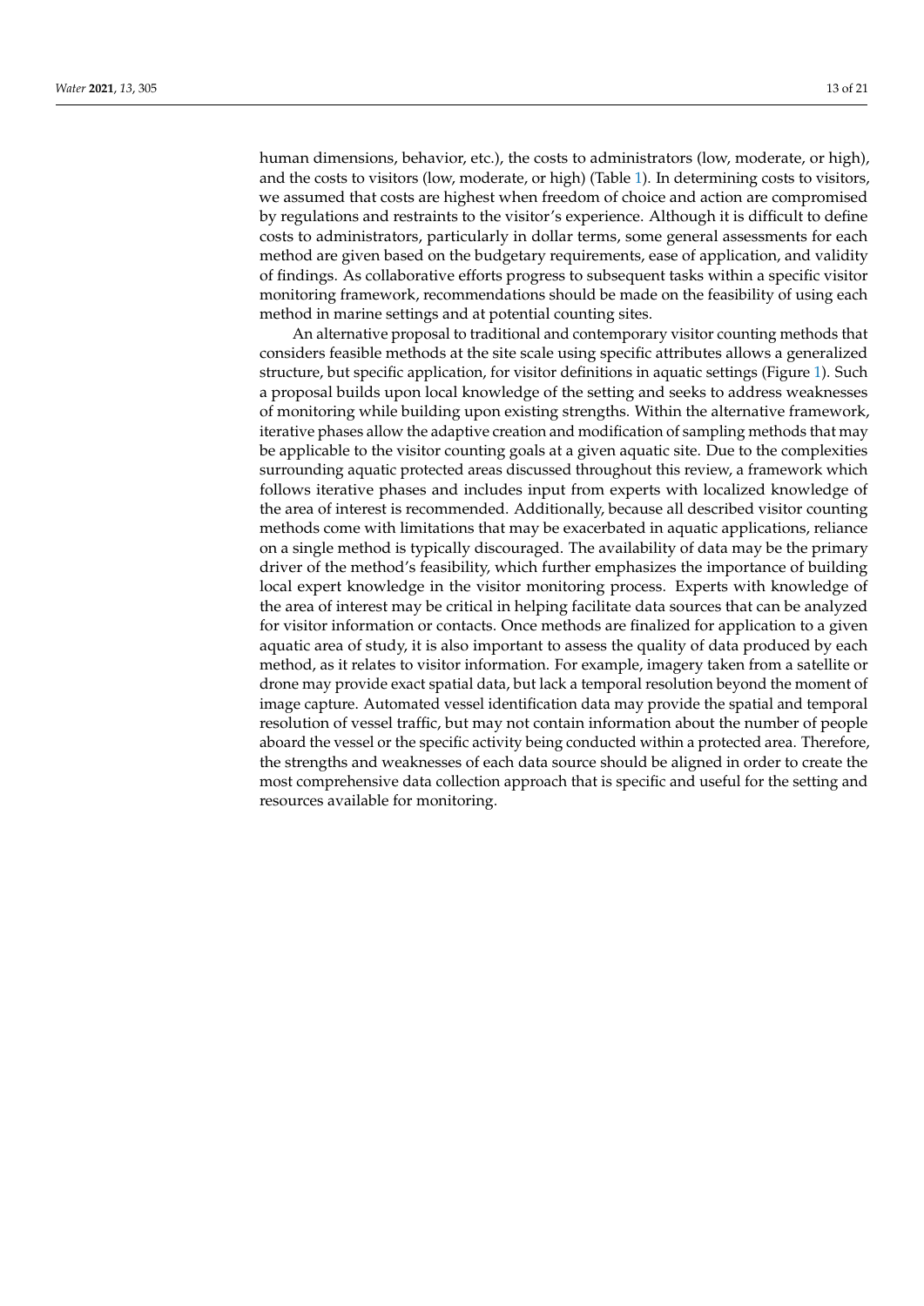human dimensions, behavior, etc.), the costs to administrators (low, moderate, or high), and the costs to visitors (low, moderate, or high) (Table 1). In determining costs to visitors, we assumed that costs are highest when freedom of choice and action are compromised by regulations and restraints to the visitor's experience. Although it is difficult to define costs to administrators, particularly in dollar terms, some general assessments for each method are given based on the budgetary requirements, ease of application, and validity of findings. As collaborative efforts progress to subsequent tasks within a specific visitor monitoring framework, recommendations should be made on the feasibility of using each method in marine settings and at potential counting sites.

An alternative proposal to traditional and contemporary visitor counting methods that considers feasible methods at the site scale using specific attributes allows a generalized structure, but specific application, for visitor definitions in aquatic settings (Figure 1). Such a proposal builds upon local knowledge of the setting and seeks to address weaknesses of monitoring while building upon existing strengths. Within the alternative framework, iterative phases allow the adaptive creation and modification of sampling methods that may be applicable to the visitor counting goals at a given aquatic site. Due to the complexities surrounding aquatic protected areas discussed throughout this review, a framework which follows iterative phases and includes input from experts with localized knowledge of the area of interest is recommended. Additionally, because all described visitor counting methods come with limitations that may be exacerbated in aquatic applications, reliance on a single method is typically discouraged. The availability of data may be the primary driver of the method's feasibility, which further emphasizes the importance of building local expert knowledge in the visitor monitoring process. Experts with knowledge of the area of interest may be critical in helping facilitate data sources that can be analyzed for visitor information or contacts. Once methods are finalized for application to a given aquatic area of study, it is also important to assess the quality of data produced by each method, as it relates to visitor information. For example, imagery taken from a satellite or drone may provide exact spatial data, but lack a temporal resolution beyond the moment of image capture. Automated vessel identification data may provide the spatial and temporal resolution of vessel traffic, but may not contain information about the number of people aboard the vessel or the specific activity being conducted within a protected area. Therefore, the strengths and weaknesses of each data source should be aligned in order to create the most comprehensive data collection approach that is specific and useful for the setting and resources available for monitoring.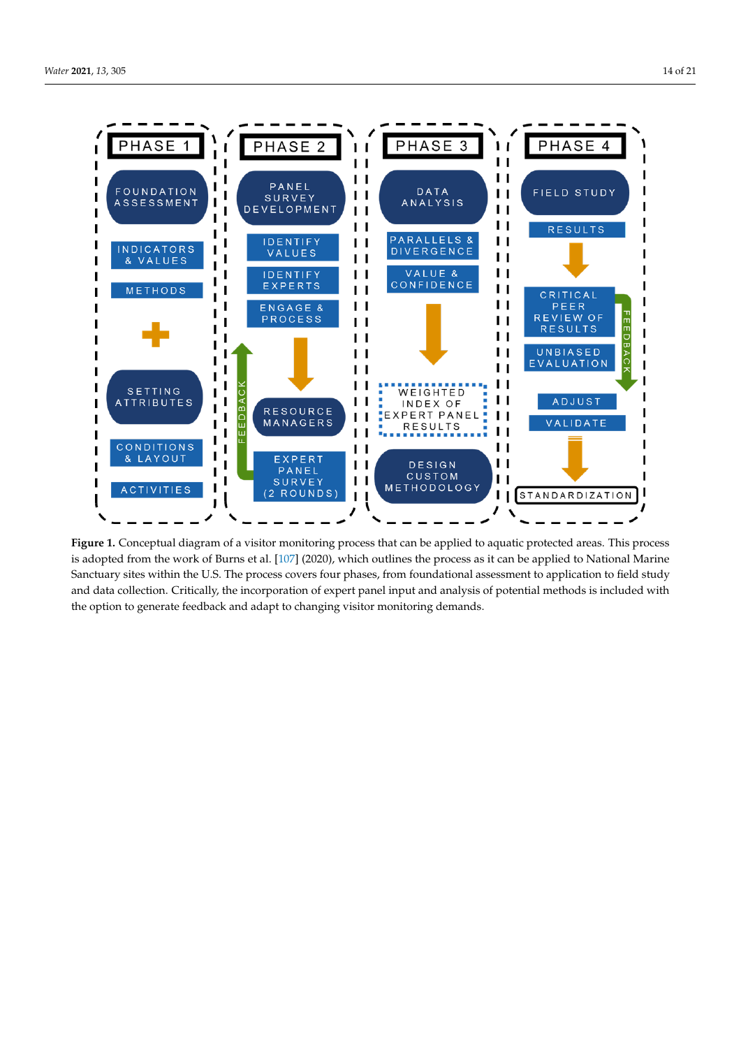**Figure 1.** Conceptual diagram of a visitor monitoring process that can be applied to aquatic protected areas. This process is adopted from the work of Burns et al. [107] (2020), which outlines the process as it can be applied to National Marine Sanctuary sites within the U.S. The process covers four phases, from foundational assessment to application to field study and data collection. Critically, the incorporation of expert panel input and analysis of potential methods is included with the option to generate feedback and adapt to changing visitor monitoring demands.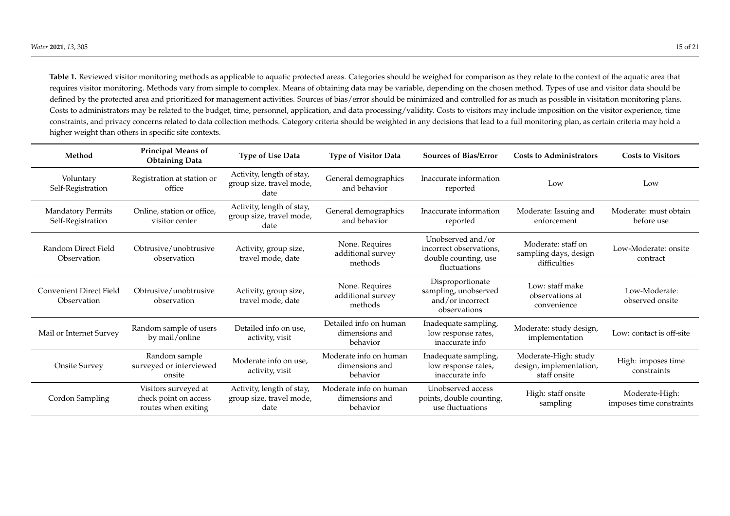**Table 1.** Reviewed visitor monitoring methods as applicable to aquatic protected areas. Categories should be weighed for comparison as they relate to the context of the aquatic area that requires visitor monitoring. Methods vary from simple to complex. Means of obtaining data may be variable, depending on the chosen method. Types of use and visitor data should be defined by the protected area and prioritized for management activities. Sources of bias/error should be minimized and controlled for as much as possible in visitation monitoring plans. Costs to administrators may be related to the budget, time, personnel, application, and data processing/validity. Costs to visitors may include imposition on the visitor experience, time constraints, and privacy concerns related to data collection methods. Category criteria should be weighted in any decisions that lead to a full monitoring plan, as certain criteria may hold a higher weight than others in specific site contexts.

| Method | Principal Means of Obtaining Data | Type of Use Data | Type of Visitor Data | Sources of Bias/Error | Costs to Administrators | Costs to Visitors |
|---|---|---|---|---|---|---|
| Voluntary Self-Registration | Registration at station or office | Activity, length of stay, group size, travel mode, date | General demographics and behavior | Inaccurate information reported | Low | Low |
| Mandatory Permits Self-Registration | Online, station or office, visitor center | Activity, length of stay, group size, travel mode, date | General demographics and behavior | Inaccurate information reported | Moderate: Issuing and enforcement | Moderate: must obtain before use |
| Random Direct Field Observation | Obtrusive/unobtrusive observation | Activity, group size, travel mode, date | None. Requires additional survey methods | Unobserved and/or incorrect observations, double counting, use fluctuations | Moderate: staff on sampling days, design difficulties | Low-Moderate: onsite contract |
| Convenient Direct Field Observation | Obtrusive/unobtrusive observation | Activity, group size, travel mode, date | None. Requires additional survey methods | Disproportionate sampling, unobserved and/or incorrect observations | Low: staff make observations at convenience | Low-Moderate: observed onsite |
| Mail or Internet Survey | Random sample of users by mail/online | Detailed info on use, activity, visit | Detailed info on human dimensions and behavior | Inadequate sampling, low response rates, inaccurate info | Moderate: study design, implementation | Low: contact is off-site |
| Onsite Survey | Random sample surveyed or interviewed onsite | Moderate info on use, activity, visit | Moderate info on human dimensions and behavior | Inadequate sampling, low response rates, inaccurate info | Moderate-High: study design, implementation, staff onsite | High: imposes time constraints |
| Cordon Sampling | Visitors surveyed at check point on access routes when exiting | Activity, length of stay, group size, travel mode, date | Moderate info on human dimensions and behavior | Unobserved access points, double counting, use fluctuations | High: staff onsite sampling | Moderate-High: imposes time constraints |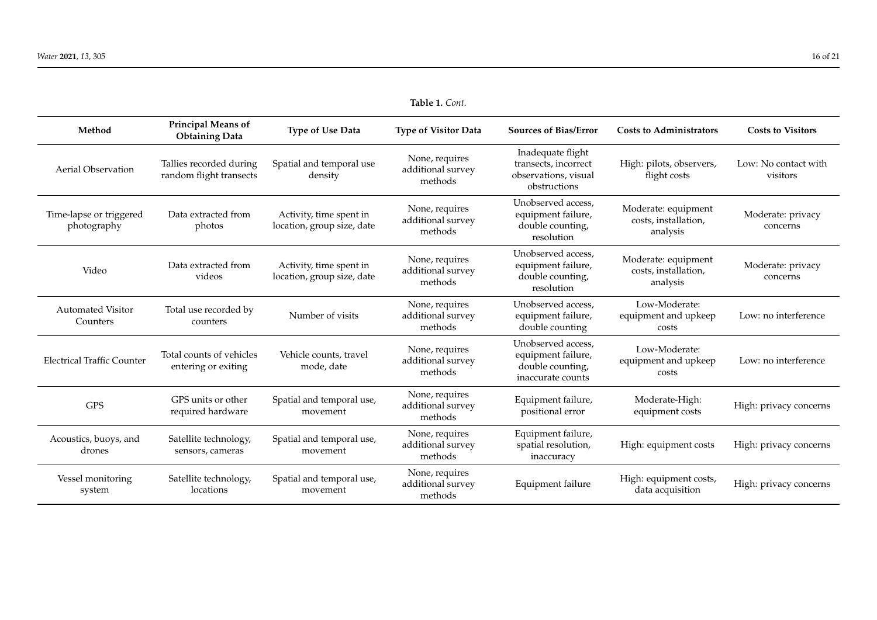**Table 1.** *Cont.*

| Method | Principal Means of Obtaining Data | Type of Use Data | Type of Visitor Data | Sources of Bias/Error | Costs to Administrators | Costs to Visitors |
|---|---|---|---|---|---|---|
| Aerial Observation | Tallies recorded during random flight transects | Spatial and temporal use density | None, requires additional survey methods | Inadequate flight transects, incorrect observations, visual obstructions | High: pilots, observers, flight costs | Low: No contact with visitors |
| Time-lapse or triggered photography | Data extracted from photos | Activity, time spent in location, group size, date | None, requires additional survey methods | Unobserved access, equipment failure, double counting, resolution | Moderate: equipment costs, installation, analysis | Moderate: privacy concerns |
| Video | Data extracted from videos | Activity, time spent in location, group size, date | None, requires additional survey methods | Unobserved access, equipment failure, double counting, resolution | Moderate: equipment costs, installation, analysis | Moderate: privacy concerns |
| Automated Visitor Counters | Total use recorded by counters | Number of visits | None, requires additional survey methods | Unobserved access, equipment failure, double counting | Low-Moderate: equipment and upkeep costs | Low: no interference |
| Electrical Traffic Counter | Total counts of vehicles entering or exiting | Vehicle counts, travel mode, date | None, requires additional survey methods | Unobserved access, equipment failure, double counting, inaccurate counts | Low-Moderate: equipment and upkeep costs | Low: no interference |
| GPS | GPS units or other required hardware | Spatial and temporal use, movement | None, requires additional survey methods | Equipment failure, positional error | Moderate-High: equipment costs | High: privacy concerns |
| Acoustics, buoys, and drones | Satellite technology, sensors, cameras | Spatial and temporal use, movement | None, requires additional survey methods | Equipment failure, spatial resolution, inaccuracy | High: equipment costs | High: privacy concerns |
| Vessel monitoring system | Satellite technology, locations | Spatial and temporal use, movement | None, requires additional survey methods | Equipment failure | High: equipment costs, data acquisition | High: privacy concerns |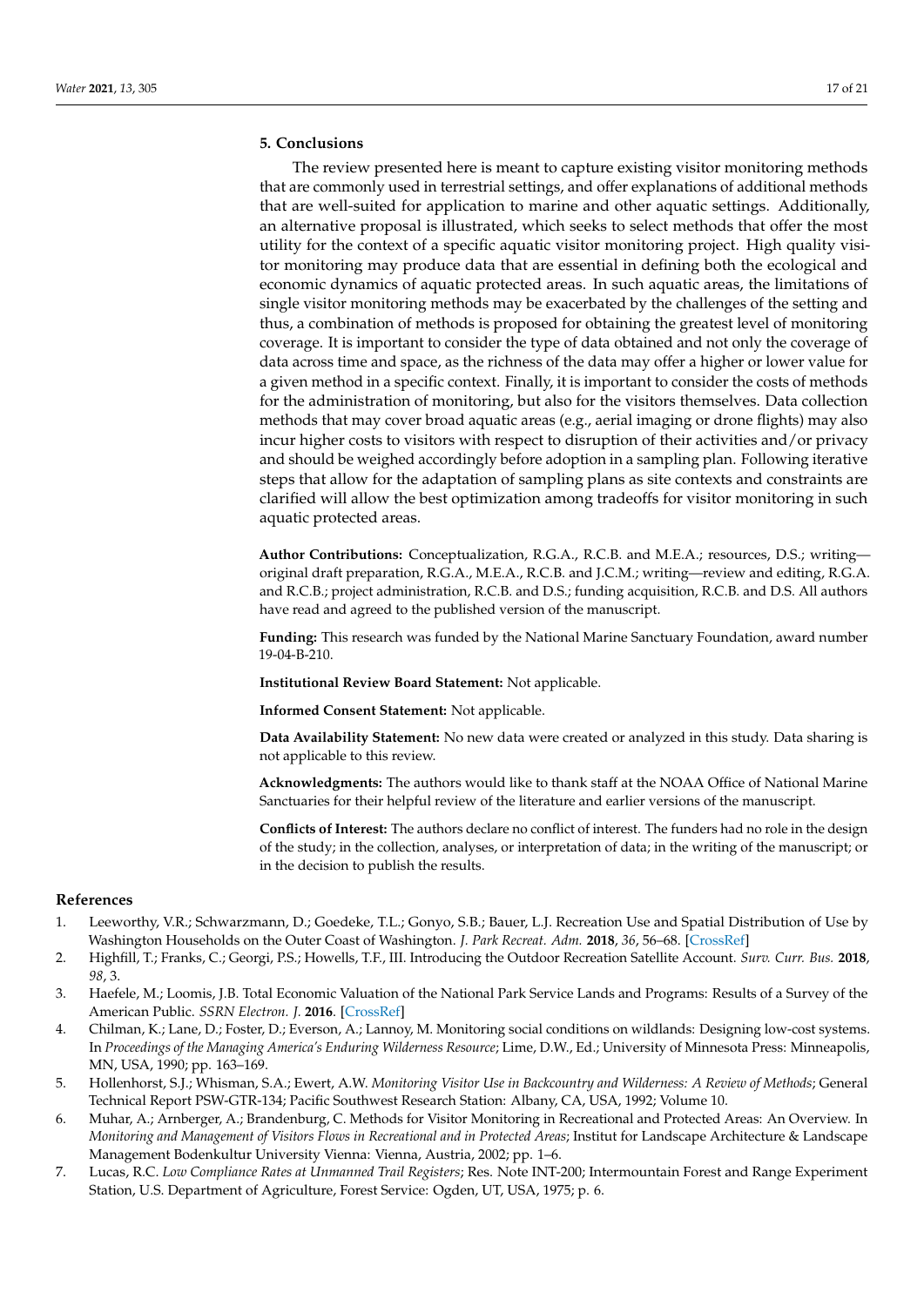## 5. Conclusions

The review presented here is meant to capture existing visitor monitoring methods that are commonly used in terrestrial settings, and offer explanations of additional methods that are well-suited for application to marine and other aquatic settings. Additionally, an alternative proposal is illustrated, which seeks to select methods that offer the most utility for the context of a specific aquatic visitor monitoring project. High quality visitor monitoring may produce data that are essential in defining both the ecological and economic dynamics of aquatic protected areas. In such aquatic areas, the limitations of single visitor monitoring methods may be exacerbated by the challenges of the setting and thus, a combination of methods is proposed for obtaining the greatest level of monitoring coverage. It is important to consider the type of data obtained and not only the coverage of data across time and space, as the richness of the data may offer a higher or lower value for a given method in a specific context. Finally, it is important to consider the costs of methods for the administration of monitoring, but also for the visitors themselves. Data collection methods that may cover broad aquatic areas (e.g., aerial imaging or drone flights) may also incur higher costs to visitors with respect to disruption of their activities and/or privacy and should be weighed accordingly before adoption in a sampling plan. Following iterative steps that allow for the adaptation of sampling plans as site contexts and constraints are clarified will allow the best optimization among tradeoffs for visitor monitoring in such aquatic protected areas.

**Author Contributions:** Conceptualization, R.G.A., R.C.B. and M.E.A.; resources, D.S.; writing—original draft preparation, R.G.A., M.E.A., R.C.B. and J.C.M.; writing—review and editing, R.G.A. and R.C.B.; project administration, R.C.B. and D.S.; funding acquisition, R.C.B. and D.S. All authors have read and agreed to the published version of the manuscript.

**Funding:** This research was funded by the National Marine Sanctuary Foundation, award number 19-04-B-210.

**Institutional Review Board Statement:** Not applicable.

**Informed Consent Statement:** Not applicable.

**Data Availability Statement:** No new data were created or analyzed in this study. Data sharing is not applicable to this review.

**Acknowledgments:** The authors would like to thank staff at the NOAA Office of National Marine Sanctuaries for their helpful review of the literature and earlier versions of the manuscript.

**Conflicts of Interest:** The authors declare no conflict of interest. The funders had no role in the design of the study; in the collection, analyses, or interpretation of data; in the writing of the manuscript; or in the decision to publish the results.

## References

1. Leeworthy, V.R.; Schwarzmann, D.; Goedeke, T.L.; Gonyo, S.B.; Bauer, L.J. Recreation Use and Spatial Distribution of Use by Washington Households on the Outer Coast of Washington. *J. Park Recreat. Adm.* **2018**, *36*, 56–68. [CrossRef]
2. Highfill, T.; Franks, C.; Georgi, P.S.; Howells, T.F., III. Introducing the Outdoor Recreation Satellite Account. *Surv. Curr. Bus.* **2018**, *98*, 3.
3. Haefele, M.; Loomis, J.B. Total Economic Valuation of the National Park Service Lands and Programs: Results of a Survey of the American Public. *SSRN Electron. J.* **2016**. [CrossRef]
4. Chilman, K.; Lane, D.; Foster, D.; Everson, A.; Lannoy, M. Monitoring social conditions on wildlands: Designing low-cost systems. In *Proceedings of the Managing America's Enduring Wilderness Resource*; Lime, D.W., Ed.; University of Minnesota Press: Minneapolis, MN, USA, 1990; pp. 163–169.
5. Hollenhorst, S.J.; Whisman, S.A.; Ewert, A.W. *Monitoring Visitor Use in Backcountry and Wilderness: A Review of Methods*; General Technical Report PSW-GTR-134; Pacific Southwest Research Station: Albany, CA, USA, 1992; Volume 10.
6. Muhar, A.; Arnberger, A.; Brandenburg, C. Methods for Visitor Monitoring in Recreational and Protected Areas: An Overview. In *Monitoring and Management of Visitors Flows in Recreational and in Protected Areas*; Institut for Landscape Architecture & Landscape Management Bodenkultur University Vienna: Vienna, Austria, 2002; pp. 1–6.
7. Lucas, R.C. *Low Compliance Rates at Unmanned Trail Registers*; Res. Note INT-200; Intermountain Forest and Range Experiment Station, U.S. Department of Agriculture, Forest Service: Ogden, UT, USA, 1975; p. 6.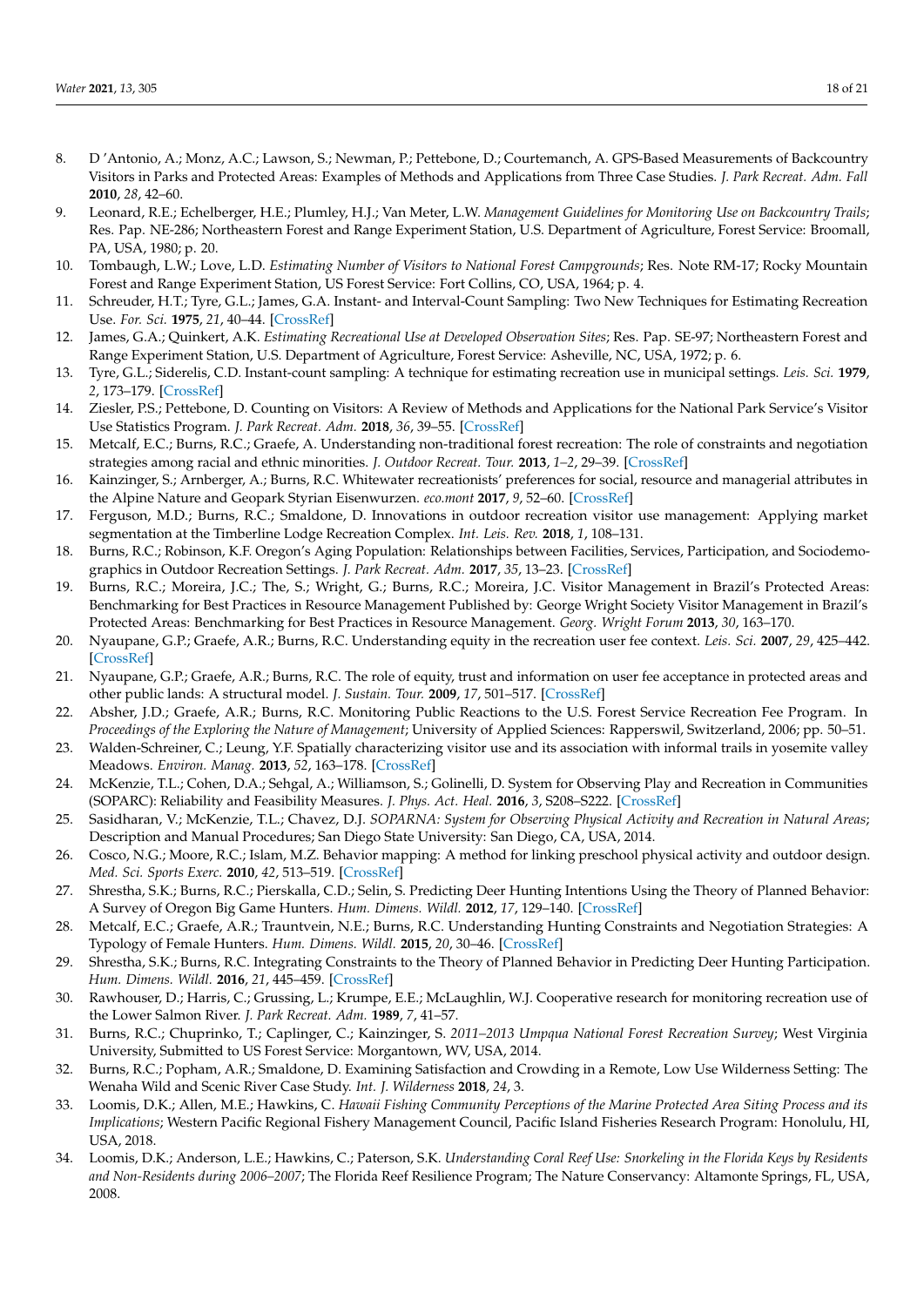8. D 'Antonio, A.; Monz, A.C.; Lawson, S.; Newman, P.; Pettebone, D.; Courtemanch, A. GPS-Based Measurements of Backcountry Visitors in Parks and Protected Areas: Examples of Methods and Applications from Three Case Studies. *J. Park Recreat. Adm. Fall* **2010**, *28*, 42–60.
9. Leonard, R.E.; Echelberger, H.E.; Plumley, H.J.; Van Meter, L.W. *Management Guidelines for Monitoring Use on Backcountry Trails*; Res. Pap. NE-286; Northeastern Forest and Range Experiment Station, U.S. Department of Agriculture, Forest Service: Broomall, PA, USA, 1980; p. 20.
10. Tombaugh, L.W.; Love, L.D. *Estimating Number of Visitors to National Forest Campgrounds*; Res. Note RM-17; Rocky Mountain Forest and Range Experiment Station, US Forest Service: Fort Collins, CO, USA, 1964; p. 4.
11. Schreuder, H.T.; Tyre, G.L.; James, G.A. Instant- and Interval-Count Sampling: Two New Techniques for Estimating Recreation Use. *For. Sci.* **1975**, *21*, 40–44. [CrossRef]
12. James, G.A.; Quinkert, A.K. *Estimating Recreational Use at Developed Observation Sites*; Res. Pap. SE-97; Northeastern Forest and Range Experiment Station, U.S. Department of Agriculture, Forest Service: Asheville, NC, USA, 1972; p. 6.
13. Tyre, G.L.; Siderelis, C.D. Instant-count sampling: A technique for estimating recreation use in municipal settings. *Leis. Sci.* **1979**, *2*, 173–179. [CrossRef]
14. Ziesler, P.S.; Pettebone, D. Counting on Visitors: A Review of Methods and Applications for the National Park Service's Visitor Use Statistics Program. *J. Park Recreat. Adm.* **2018**, *36*, 39–55. [CrossRef]
15. Metcalf, E.C.; Burns, R.C.; Graefe, A. Understanding non-traditional forest recreation: The role of constraints and negotiation strategies among racial and ethnic minorities. *J. Outdoor Recreat. Tour.* **2013**, *1–2*, 29–39. [CrossRef]
16. Kainzinger, S.; Arnberger, A.; Burns, R.C. Whitewater recreationists' preferences for social, resource and managerial attributes in the Alpine Nature and Geopark Styrian Eisenwurzen. *eco.mont* **2017**, *9*, 52–60. [CrossRef]
17. Ferguson, M.D.; Burns, R.C.; Smaldone, D. Innovations in outdoor recreation visitor use management: Applying market segmentation at the Timberline Lodge Recreation Complex. *Int. Leis. Rev.* **2018**, *1*, 108–131.
18. Burns, R.C.; Robinson, K.F. Oregon's Aging Population: Relationships between Facilities, Services, Participation, and Sociodemographics in Outdoor Recreation Settings. *J. Park Recreat. Adm.* **2017**, *35*, 13–23. [CrossRef]
19. Burns, R.C.; Moreira, J.C.; The, S.; Wright, G.; Burns, R.C.; Moreira, J.C. Visitor Management in Brazil's Protected Areas: Benchmarking for Best Practices in Resource Management Published by: George Wright Society Visitor Management in Brazil's Protected Areas: Benchmarking for Best Practices in Resource Management. *Georg. Wright Forum* **2013**, *30*, 163–170.
20. Nyaupane, G.P.; Graefe, A.R.; Burns, R.C. Understanding equity in the recreation user fee context. *Leis. Sci.* **2007**, *29*, 425–442. [CrossRef]
21. Nyaupane, G.P.; Graefe, A.R.; Burns, R.C. The role of equity, trust and information on user fee acceptance in protected areas and other public lands: A structural model. *J. Sustain. Tour.* **2009**, *17*, 501–517. [CrossRef]
22. Absher, J.D.; Graefe, A.R.; Burns, R.C. Monitoring Public Reactions to the U.S. Forest Service Recreation Fee Program. In *Proceedings of the Exploring the Nature of Management*; University of Applied Sciences: Rapperswil, Switzerland, 2006; pp. 50–51.
23. Walden-Schreiner, C.; Leung, Y.F. Spatially characterizing visitor use and its association with informal trails in yosemite valley Meadows. *Environ. Manag.* **2013**, *52*, 163–178. [CrossRef]
24. McKenzie, T.L.; Cohen, D.A.; Sehgal, A.; Williamson, S.; Golinelli, D. System for Observing Play and Recreation in Communities (SOPARC): Reliability and Feasibility Measures. *J. Phys. Act. Heal.* **2016**, *3*, S208–S222. [CrossRef]
25. Sasidharan, V.; McKenzie, T.L.; Chavez, D.J. *SOPARNA: System for Observing Physical Activity and Recreation in Natural Areas*; Description and Manual Procedures; San Diego State University: San Diego, CA, USA, 2014.
26. Cosco, N.G.; Moore, R.C.; Islam, M.Z. Behavior mapping: A method for linking preschool physical activity and outdoor design. *Med. Sci. Sports Exerc.* **2010**, *42*, 513–519. [CrossRef]
27. Shrestha, S.K.; Burns, R.C.; Pierskalla, C.D.; Selin, S. Predicting Deer Hunting Intentions Using the Theory of Planned Behavior: A Survey of Oregon Big Game Hunters. *Hum. Dimens. Wildl.* **2012**, *17*, 129–140. [CrossRef]
28. Metcalf, E.C.; Graefe, A.R.; Trauntvein, N.E.; Burns, R.C. Understanding Hunting Constraints and Negotiation Strategies: A Typology of Female Hunters. *Hum. Dimens. Wildl.* **2015**, *20*, 30–46. [CrossRef]
29. Shrestha, S.K.; Burns, R.C. Integrating Constraints to the Theory of Planned Behavior in Predicting Deer Hunting Participation. *Hum. Dimens. Wildl.* **2016**, *21*, 445–459. [CrossRef]
30. Rawhouser, D.; Harris, C.; Grussing, L.; Krumpe, E.E.; McLaughlin, W.J. Cooperative research for monitoring recreation use of the Lower Salmon River. *J. Park Recreat. Adm.* **1989**, *7*, 41–57.
31. Burns, R.C.; Chuprinko, T.; Caplinger, C.; Kainzinger, S. *2011–2013 Umpqua National Forest Recreation Survey*; West Virginia University, Submitted to US Forest Service: Morgantown, WV, USA, 2014.
32. Burns, R.C.; Popham, A.R.; Smaldone, D. Examining Satisfaction and Crowding in a Remote, Low Use Wilderness Setting: The Wenaha Wild and Scenic River Case Study. *Int. J. Wilderness* **2018**, *24*, 3.
33. Loomis, D.K.; Allen, M.E.; Hawkins, C. *Hawaii Fishing Community Perceptions of the Marine Protected Area Siting Process and its Implications*; Western Pacific Regional Fishery Management Council, Pacific Island Fisheries Research Program: Honolulu, HI, USA, 2018.
34. Loomis, D.K.; Anderson, L.E.; Hawkins, C.; Paterson, S.K. *Understanding Coral Reef Use: Snorkeling in the Florida Keys by Residents and Non-Residents during 2006–2007*; The Florida Reef Resilience Program; The Nature Conservancy: Altamonte Springs, FL, USA, 2008.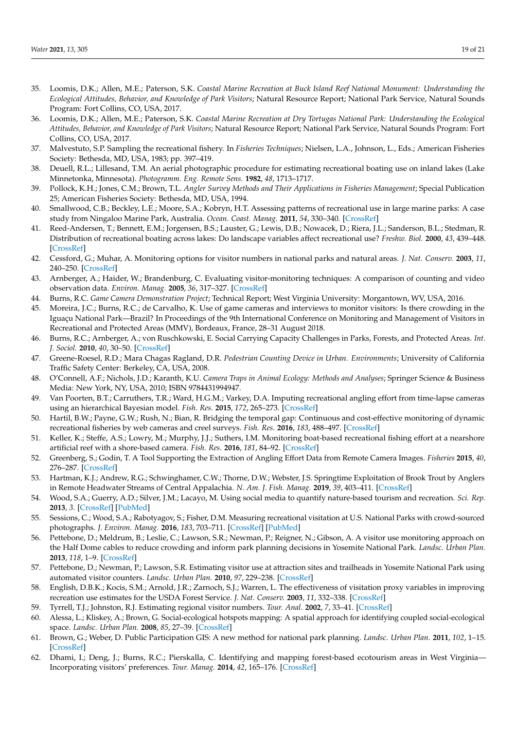35. Loomis, D.K.; Allen, M.E.; Paterson, S.K. *Coastal Marine Recreation at Buck Island Reef National Monument: Understanding the Ecological Attitudes, Behavior, and Knowledge of Park Visitors*; Natural Resource Report; National Park Service, Natural Sounds Program: Fort Collins, CO, USA, 2017.
36. Loomis, D.K.; Allen, M.E.; Paterson, S.K. *Coastal Marine Recreation at Dry Tortugas National Park: Understanding the Ecological Attitudes, Behavior, and Knowledge of Park Visitors*; Natural Resource Report; National Park Service, Natural Sounds Program: Fort Collins, CO, USA, 2017.
37. Malvestuto, S.P. Sampling the recreational fishery. In *Fisheries Techniques*; Nielsen, L.A., Johnson, L., Eds.; American Fisheries Society: Bethesda, MD, USA, 1983; pp. 397–419.
38. Deuell, R.L.; Lillesand, T.M. An aerial photographic procedure for estimating recreational boating use on inland lakes (Lake Minnetonka, Minnesota). *Photogramm. Eng. Remote Sens.* **1982**, *48*, 1713–1717.
39. Pollock, K.H.; Jones, C.M.; Brown, T.L. *Angler Survey Methods and Their Applications in Fisheries Management*; Special Publication 25; American Fisheries Society: Bethesda, MD, USA, 1994.
40. Smallwood, C.B.; Beckley, L.E.; Moore, S.A.; Kobryn, H.T. Assessing patterns of recreational use in large marine parks: A case study from Ningaloo Marine Park, Australia. *Ocean. Coast. Manag.* **2011**, *54*, 330–340. [CrossRef]
41. Reed-Andersen, T.; Bennett, E.M.; Jorgensen, B.S.; Lauster, G.; Lewis, D.B.; Nowacek, D.; Riera, J.L.; Sanderson, B.L.; Stedman, R. Distribution of recreational boating across lakes: Do landscape variables affect recreational use? *Freshw. Biol.* **2000**, *43*, 439–448. [CrossRef]
42. Cessford, G.; Muhar, A. Monitoring options for visitor numbers in national parks and natural areas. *J. Nat. Conserv.* **2003**, *11*, 240–250. [CrossRef]
43. Arnberger, A.; Haider, W.; Brandenburg, C. Evaluating visitor-monitoring techniques: A comparison of counting and video observation data. *Environ. Manag.* **2005**, *36*, 317–327. [CrossRef]
44. Burns, R.C. *Game Camera Demonstration Project*; Technical Report; West Virginia University: Morgantown, WV, USA, 2016.
45. Moreira, J.C.; Burns, R.C.; de Carvalho, K. Use of game cameras and interviews to monitor visitors: Is there crowding in the Iguaçu National Park—Brazil? In Proceedings of the 9th International Conference on Monitoring and Management of Visitors in Recreational and Protected Areas (MMV), Bordeaux, France, 28–31 August 2018.
46. Burns, R.C.; Arnberger, A.; von Ruschkowski, E. Social Carrying Capacity Challenges in Parks, Forests, and Protected Areas. *Int. J. Sociol.* **2010**, *40*, 30–50. [CrossRef]
47. Greene-Roesel, R.D.; Mara Chagas Ragland, D.R. *Pedestrian Counting Device in Urban. Environments*; University of California Traffic Safety Center: Berkeley, CA, USA, 2008.
48. O'Connell, A.F.; Nichols, J.D.; Karanth, K.U. *Camera Traps in Animal Ecology: Methods and Analyses*; Springer Science & Business Media: New York, NY, USA, 2010; ISBN 9784431994947.
49. Van Poorten, B.T.; Carruthers, T.R.; Ward, H.G.M.; Varkey, D.A. Imputing recreational angling effort from time-lapse cameras using an hierarchical Bayesian model. *Fish. Res.* **2015**, *172*, 265–273. [CrossRef]
50. Hartil, B.W.; Payne, G.W.; Rush, N.; Bian, R. Bridging the temporal gap: Continuous and cost-effective monitoring of dynamic recreational fisheries by web cameras and creel surveys. *Fish. Res.* **2016**, *183*, 488–497. [CrossRef]
51. Keller, K.; Steffe, A.S.; Lowry, M.; Murphy, J.J.; Suthers, I.M. Monitoring boat-based recreational fishing effort at a nearshore artificial reef with a shore-based camera. *Fish. Res.* **2016**, *181*, 84–92. [CrossRef]
52. Greenberg, S.; Godin, T. A Tool Supporting the Extraction of Angling Effort Data from Remote Camera Images. *Fisheries* **2015**, *40*, 276–287. [CrossRef]
53. Hartman, K.J.; Andrew, R.G.; Schwinghamer, C.W.; Thorne, D.W.; Webster, J.S. Springtime Exploitation of Brook Trout by Anglers in Remote Headwater Streams of Central Appalachia. *N. Am. J. Fish. Manag.* **2019**, *39*, 403–411. [CrossRef]
54. Wood, S.A.; Guerry, A.D.; Silver, J.M.; Lacayo, M. Using social media to quantify nature-based tourism and recreation. *Sci. Rep.* **2013**, *3*. [CrossRef] [PubMed]
55. Sessions, C.; Wood, S.A.; Rabotyagov, S.; Fisher, D.M. Measuring recreational visitation at U.S. National Parks with crowd-sourced photographs. *J. Environ. Manag.* **2016**, *183*, 703–711. [CrossRef] [PubMed]
56. Pettebone, D.; Meldrum, B.; Leslie, C.; Lawson, S.R.; Newman, P.; Reigner, N.; Gibson, A. A visitor use monitoring approach on the Half Dome cables to reduce crowding and inform park planning decisions in Yosemite National Park. *Landsc. Urban Plan.* **2013**, *118*, 1–9. [CrossRef]
57. Pettebone, D.; Newman, P.; Lawson, S.R. Estimating visitor use at attraction sites and trailheads in Yosemite National Park using automated visitor counters. *Landsc. Urban Plan.* **2010**, *97*, 229–238. [CrossRef]
58. English, D.B.K.; Kocis, S.M.; Arnold, J.R.; Zarnoch, S.J.; Warren, L. The effectiveness of visitation proxy variables in improving recreation use estimates for the USDA Forest Service. *J. Nat. Conserv.* **2003**, *11*, 332–338. [CrossRef]
59. Tyrrell, T.J.; Johnston, R.J. Estimating regional visitor numbers. *Tour. Anal.* **2002**, *7*, 33–41. [CrossRef]
60. Alessa, L.; Kliskey, A.; Brown, G. Social-ecological hotspots mapping: A spatial approach for identifying coupled social-ecological space. *Landsc. Urban Plan.* **2008**, *85*, 27–39. [CrossRef]
61. Brown, G.; Weber, D. Public Participation GIS: A new method for national park planning. *Landsc. Urban Plan.* **2011**, *102*, 1–15. [CrossRef]
62. Dhami, I.; Deng, J.; Burns, R.C.; Pierskalla, C. Identifying and mapping forest-based ecotourism areas in West Virginia—Incorporating visitors' preferences. *Tour. Manag.* **2014**, *42*, 165–176. [CrossRef]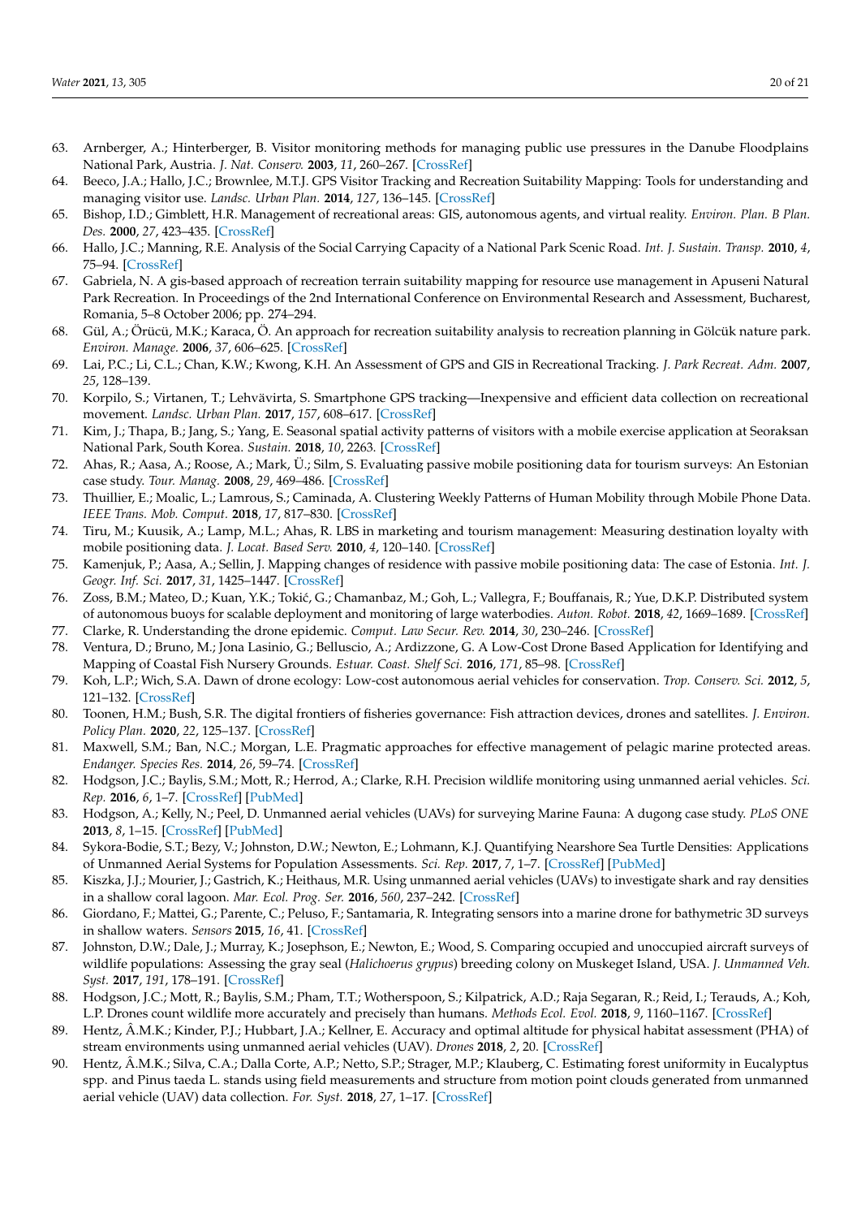63. Arnberger, A.; Hinterberger, B. Visitor monitoring methods for managing public use pressures in the Danube Floodplains National Park, Austria. *J. Nat. Conserv.* **2003**, *11*, 260–267. [CrossRef]
64. Beeco, J.A.; Hallo, J.C.; Brownlee, M.T.J. GPS Visitor Tracking and Recreation Suitability Mapping: Tools for understanding and managing visitor use. *Landsc. Urban Plan.* **2014**, *127*, 136–145. [CrossRef]
65. Bishop, I.D.; Gimblett, H.R. Management of recreational areas: GIS, autonomous agents, and virtual reality. *Environ. Plan. B Plan. Des.* **2000**, *27*, 423–435. [CrossRef]
66. Hallo, J.C.; Manning, R.E. Analysis of the Social Carrying Capacity of a National Park Scenic Road. *Int. J. Sustain. Transp.* **2010**, *4*, 75–94. [CrossRef]
67. Gabriela, N. A gis-based approach of recreation terrain suitability mapping for resource use management in Apuseni Natural Park Recreation. In Proceedings of the 2nd International Conference on Environmental Research and Assessment, Bucharest, Romania, 5–8 October 2006; pp. 274–294.
68. Gül, A.; Örücü, M.K.; Karaca, Ö. An approach for recreation suitability analysis to recreation planning in Gölcük nature park. *Environ. Manage.* **2006**, *37*, 606–625. [CrossRef]
69. Lai, P.C.; Li, C.L.; Chan, K.W.; Kwong, K.H. An Assessment of GPS and GIS in Recreational Tracking. *J. Park Recreat. Adm.* **2007**, *25*, 128–139.
70. Korpilo, S.; Virtanen, T.; Lehvävirta, S. Smartphone GPS tracking—Inexpensive and efficient data collection on recreational movement. *Landsc. Urban Plan.* **2017**, *157*, 608–617. [CrossRef]
71. Kim, J.; Thapa, B.; Jang, S.; Yang, E. Seasonal spatial activity patterns of visitors with a mobile exercise application at Seoraksan National Park, South Korea. *Sustain.* **2018**, *10*, 2263. [CrossRef]
72. Ahas, R.; Aasa, A.; Roose, A.; Mark, Ü.; Silm, S. Evaluating passive mobile positioning data for tourism surveys: An Estonian case study. *Tour. Manag.* **2008**, *29*, 469–486. [CrossRef]
73. Thuillier, E.; Moalic, L.; Lamrous, S.; Caminada, A. Clustering Weekly Patterns of Human Mobility through Mobile Phone Data. *IEEE Trans. Mob. Comput.* **2018**, *17*, 817–830. [CrossRef]
74. Tiru, M.; Kuusik, A.; Lamp, M.L.; Ahas, R. LBS in marketing and tourism management: Measuring destination loyalty with mobile positioning data. *J. Locat. Based Serv.* **2010**, *4*, 120–140. [CrossRef]
75. Kamenjuk, P.; Aasa, A.; Sellin, J. Mapping changes of residence with passive mobile positioning data: The case of Estonia. *Int. J. Geogr. Inf. Sci.* **2017**, *31*, 1425–1447. [CrossRef]
76. Zoss, B.M.; Mateo, D.; Kuan, Y.K.; Tokić, G.; Chamanbaz, M.; Goh, L.; Vallegra, F.; Bouffanais, R.; Yue, D.K.P. Distributed system of autonomous buoys for scalable deployment and monitoring of large waterbodies. *Auton. Robot.* **2018**, *42*, 1669–1689. [CrossRef]
77. Clarke, R. Understanding the drone epidemic. *Comput. Law Secur. Rev.* **2014**, *30*, 230–246. [CrossRef]
78. Ventura, D.; Bruno, M.; Jona Lasinio, G.; Belluscio, A.; Ardizzone, G. A Low-Cost Drone Based Application for Identifying and Mapping of Coastal Fish Nursery Grounds. *Estuar. Coast. Shelf Sci.* **2016**, *171*, 85–98. [CrossRef]
79. Koh, L.P.; Wich, S.A. Dawn of drone ecology: Low-cost autonomous aerial vehicles for conservation. *Trop. Conserv. Sci.* **2012**, *5*, 121–132. [CrossRef]
80. Toonen, H.M.; Bush, S.R. The digital frontiers of fisheries governance: Fish attraction devices, drones and satellites. *J. Environ. Policy Plan.* **2020**, *22*, 125–137. [CrossRef]
81. Maxwell, S.M.; Ban, N.C.; Morgan, L.E. Pragmatic approaches for effective management of pelagic marine protected areas. *Endanger. Species Res.* **2014**, *26*, 59–74. [CrossRef]
82. Hodgson, J.C.; Baylis, S.M.; Mott, R.; Herrod, A.; Clarke, R.H. Precision wildlife monitoring using unmanned aerial vehicles. *Sci. Rep.* **2016**, *6*, 1–7. [CrossRef] [PubMed]
83. Hodgson, A.; Kelly, N.; Peel, D. Unmanned aerial vehicles (UAVs) for surveying Marine Fauna: A dugong case study. *PLoS ONE* **2013**, *8*, 1–15. [CrossRef] [PubMed]
84. Sykora-Bodie, S.T.; Bezy, V.; Johnston, D.W.; Newton, E.; Lohmann, K.J. Quantifying Nearshore Sea Turtle Densities: Applications of Unmanned Aerial Systems for Population Assessments. *Sci. Rep.* **2017**, *7*, 1–7. [CrossRef] [PubMed]
85. Kiszka, J.J.; Mourier, J.; Gastrich, K.; Heithaus, M.R. Using unmanned aerial vehicles (UAVs) to investigate shark and ray densities in a shallow coral lagoon. *Mar. Ecol. Prog. Ser.* **2016**, *560*, 237–242. [CrossRef]
86. Giordano, F.; Mattei, G.; Parente, C.; Peluso, F.; Santamaria, R. Integrating sensors into a marine drone for bathymetric 3D surveys in shallow waters. *Sensors* **2015**, *16*, 41. [CrossRef]
87. Johnston, D.W.; Dale, J.; Murray, K.; Josephson, E.; Newton, E.; Wood, S. Comparing occupied and unoccupied aircraft surveys of wildlife populations: Assessing the gray seal (*Halichoerus grypus*) breeding colony on Muskeget Island, USA. *J. Unmanned Veh. Syst.* **2017**, *191*, 178–191. [CrossRef]
88. Hodgson, J.C.; Mott, R.; Baylis, S.M.; Pham, T.T.; Wotherspoon, S.; Kilpatrick, A.D.; Raja Segaran, R.; Reid, I.; Terauds, A.; Koh, L.P. Drones count wildlife more accurately and precisely than humans. *Methods Ecol. Evol.* **2018**, *9*, 1160–1167. [CrossRef]
89. Hentz, Â.M.K.; Kinder, P.J.; Hubbart, J.A.; Kellner, E. Accuracy and optimal altitude for physical habitat assessment (PHA) of stream environments using unmanned aerial vehicles (UAV). *Drones* **2018**, *2*, 20. [CrossRef]
90. Hentz, Â.M.K.; Silva, C.A.; Dalla Corte, A.P.; Netto, S.P.; Strager, M.P.; Klauberg, C. Estimating forest uniformity in Eucalyptus spp. and Pinus taeda L. stands using field measurements and structure from motion point clouds generated from unmanned aerial vehicle (UAV) data collection. *For. Syst.* **2018**, *27*, 1–17. [CrossRef]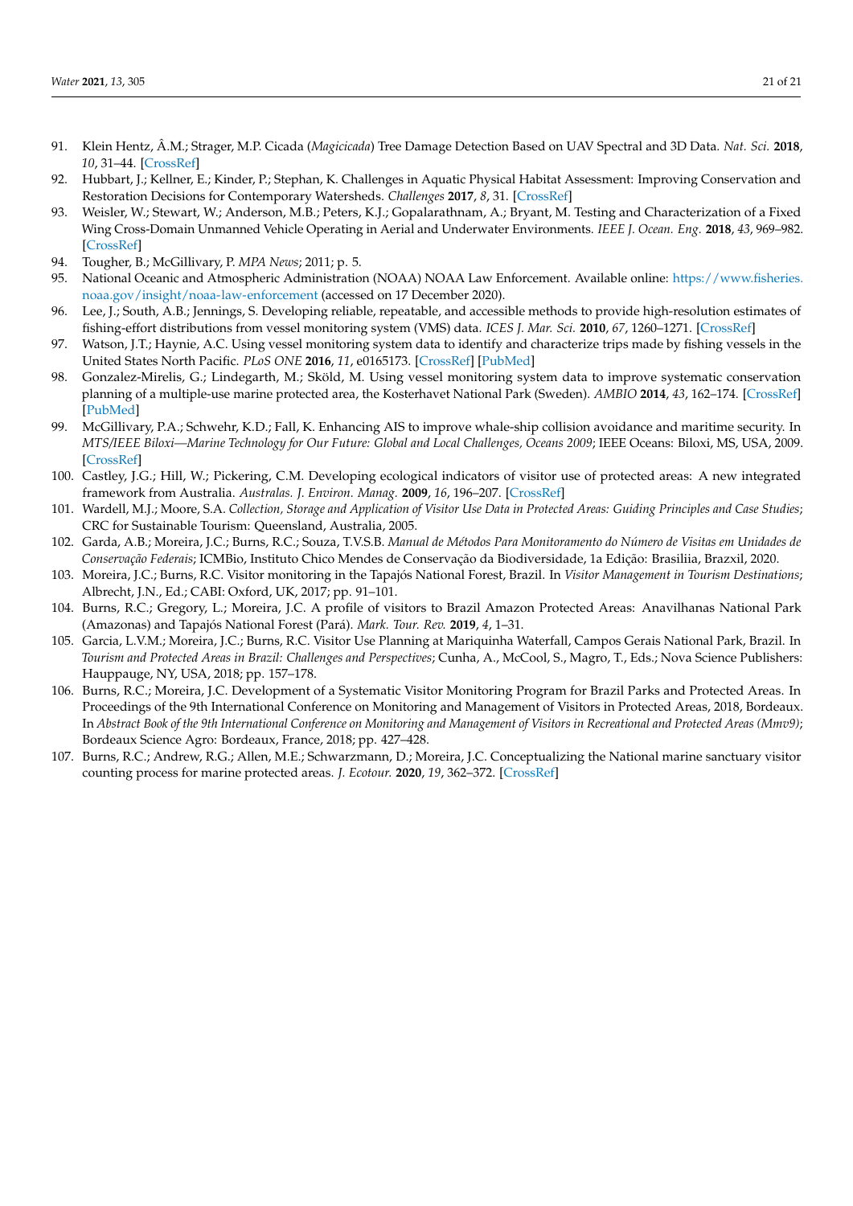91. Klein Hentz, Â.M.; Strager, M.P. Cicada (*Magicicada*) Tree Damage Detection Based on UAV Spectral and 3D Data. *Nat. Sci.* **2018**, *10*, 31–44. [CrossRef]
92. Hubbart, J.; Kellner, E.; Kinder, P.; Stephan, K. Challenges in Aquatic Physical Habitat Assessment: Improving Conservation and Restoration Decisions for Contemporary Watersheds. *Challenges* **2017**, *8*, 31. [CrossRef]
93. Weisler, W.; Stewart, W.; Anderson, M.B.; Peters, K.J.; Gopalarathnam, A.; Bryant, M. Testing and Characterization of a Fixed Wing Cross-Domain Unmanned Vehicle Operating in Aerial and Underwater Environments. *IEEE J. Ocean. Eng.* **2018**, *43*, 969–982. [CrossRef]
94. Tougher, B.; McGillivary, P. *MPA News*; 2011; p. 5.
95. National Oceanic and Atmospheric Administration (NOAA) NOAA Law Enforcement. Available online: https://www.fisheries.noaa.gov/insight/noaa-law-enforcement (accessed on 17 December 2020).
96. Lee, J.; South, A.B.; Jennings, S. Developing reliable, repeatable, and accessible methods to provide high-resolution estimates of fishing-effort distributions from vessel monitoring system (VMS) data. *ICES J. Mar. Sci.* **2010**, *67*, 1260–1271. [CrossRef]
97. Watson, J.T.; Haynie, A.C. Using vessel monitoring system data to identify and characterize trips made by fishing vessels in the United States North Pacific. *PLoS ONE* **2016**, *11*, e0165173. [CrossRef] [PubMed]
98. Gonzalez-Mirelis, G.; Lindegarth, M.; Sköld, M. Using vessel monitoring system data to improve systematic conservation planning of a multiple-use marine protected area, the Kosterhavet National Park (Sweden). *AMBIO* **2014**, *43*, 162–174. [CrossRef] [PubMed]
99. McGillivary, P.A.; Schwehr, K.D.; Fall, K. Enhancing AIS to improve whale-ship collision avoidance and maritime security. In *MTS/IEEE Biloxi—Marine Technology for Our Future: Global and Local Challenges, Oceans 2009*; IEEE Oceans: Biloxi, MS, USA, 2009. [CrossRef]
100. Castley, J.G.; Hill, W.; Pickering, C.M. Developing ecological indicators of visitor use of protected areas: A new integrated framework from Australia. *Australas. J. Environ. Manag.* **2009**, *16*, 196–207. [CrossRef]
101. Wardell, M.J.; Moore, S.A. *Collection, Storage and Application of Visitor Use Data in Protected Areas: Guiding Principles and Case Studies*; CRC for Sustainable Tourism: Queensland, Australia, 2005.
102. Garda, A.B.; Moreira, J.C.; Burns, R.C.; Souza, T.V.S.B. *Manual de Métodos Para Monitoramento do Número de Visitas em Unidades de Conservação Federais*; ICMBio, Instituto Chico Mendes de Conservação da Biodiversidade, 1a Edição: Brasiliia, Brazxil, 2020.
103. Moreira, J.C.; Burns, R.C. Visitor monitoring in the Tapajós National Forest, Brazil. In *Visitor Management in Tourism Destinations*; Albrecht, J.N., Ed.; CABI: Oxford, UK, 2017; pp. 91–101.
104. Burns, R.C.; Gregory, L.; Moreira, J.C. A profile of visitors to Brazil Amazon Protected Areas: Anavilhanas National Park (Amazonas) and Tapajós National Forest (Pará). *Mark. Tour. Rev.* **2019**, *4*, 1–31.
105. Garcia, L.V.M.; Moreira, J.C.; Burns, R.C. Visitor Use Planning at Mariquinha Waterfall, Campos Gerais National Park, Brazil. In *Tourism and Protected Areas in Brazil: Challenges and Perspectives*; Cunha, A., McCool, S., Magro, T., Eds.; Nova Science Publishers: Hauppauge, NY, USA, 2018; pp. 157–178.
106. Burns, R.C.; Moreira, J.C. Development of a Systematic Visitor Monitoring Program for Brazil Parks and Protected Areas. In Proceedings of the 9th International Conference on Monitoring and Management of Visitors in Protected Areas, 2018, Bordeaux. In *Abstract Book of the 9th International Conference on Monitoring and Management of Visitors in Recreational and Protected Areas (Mmv9)*; Bordeaux Science Agro: Bordeaux, France, 2018; pp. 427–428.
107. Burns, R.C.; Andrew, R.G.; Allen, M.E.; Schwarzmann, D.; Moreira, J.C. Conceptualizing the National marine sanctuary visitor counting process for marine protected areas. *J. Ecotour.* **2020**, *19*, 362–372. [CrossRef]